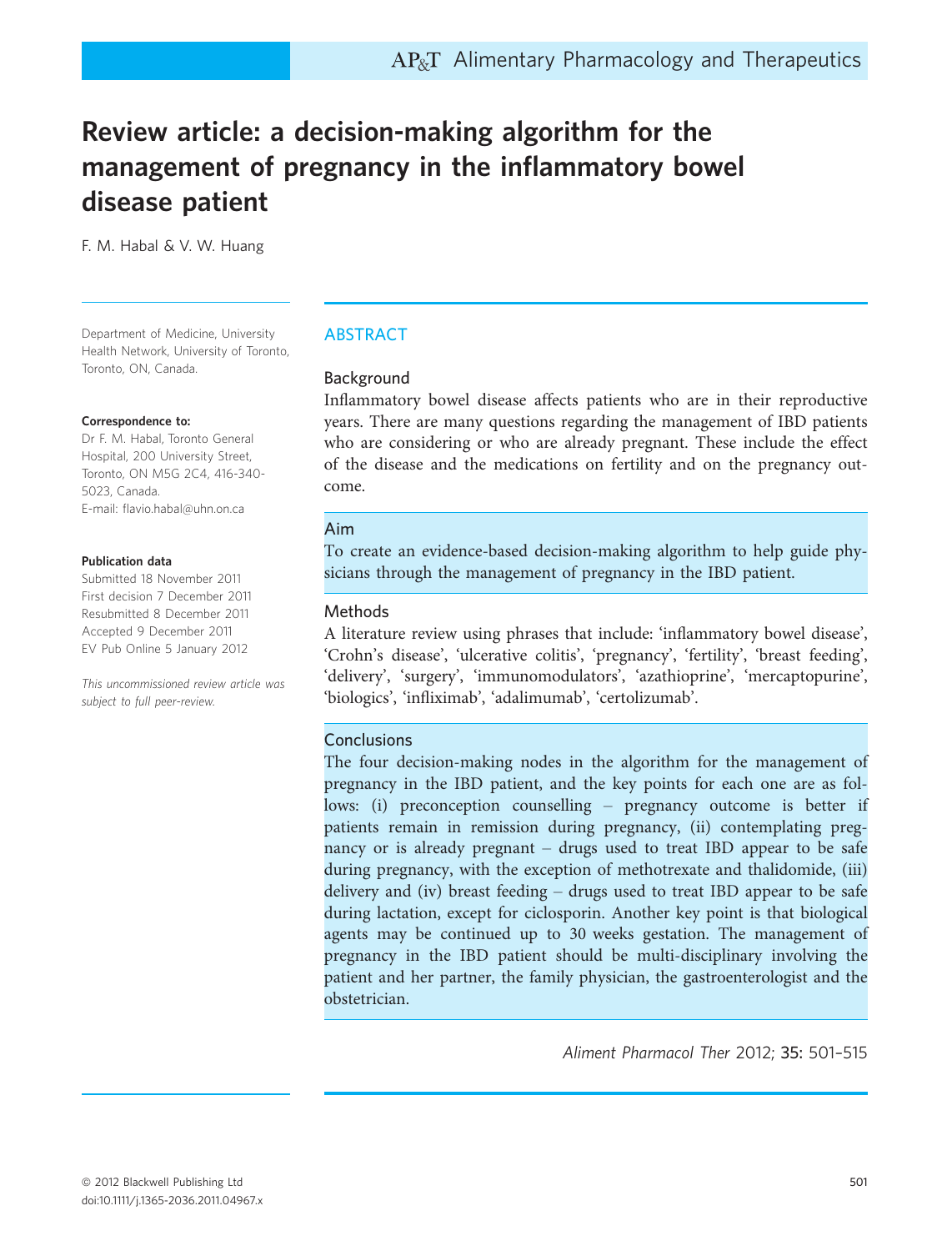# Review article: a decision-making algorithm for the management of pregnancy in the inflammatory bowel disease patient

F. M. Habal & V. W. Huang

Department of Medicine, University Health Network, University of Toronto, Toronto, ON, Canada.

**Correspondence to:**
Dr F. M. Habal, Toronto General Hospital, 200 University Street, Toronto, ON M5G 2C4, 416-340-5023, Canada.
E-mail: flavio.habal@uhn.on.ca

**Publication data**
Submitted 18 November 2011
First decision 7 December 2011
Resubmitted 8 December 2011
Accepted 9 December 2011
EV Pub Online 5 January 2012

*This uncommissioned review article was subject to full peer-review.*

## ABSTRACT

### Background

Inflammatory bowel disease affects patients who are in their reproductive years. There are many questions regarding the management of IBD patients who are considering or who are already pregnant. These include the effect of the disease and the medications on fertility and on the pregnancy outcome.

### Aim

To create an evidence-based decision-making algorithm to help guide physicians through the management of pregnancy in the IBD patient.

### Methods

A literature review using phrases that include: 'inflammatory bowel disease', 'Crohn's disease', 'ulcerative colitis', 'pregnancy', 'fertility', 'breast feeding', 'delivery', 'surgery', 'immunomodulators', 'azathioprine', 'mercaptopurine', 'biologics', 'infliximab', 'adalimumab', 'certolizumab'.

### Conclusions

The four decision-making nodes in the algorithm for the management of pregnancy in the IBD patient, and the key points for each one are as follows: (i) preconception counselling – pregnancy outcome is better if patients remain in remission during pregnancy, (ii) contemplating pregnancy or is already pregnant – drugs used to treat IBD appear to be safe during pregnancy, with the exception of methotrexate and thalidomide, (iii) delivery and (iv) breast feeding – drugs used to treat IBD appear to be safe during lactation, except for ciclosporin. Another key point is that biological agents may be continued up to 30 weeks gestation. The management of pregnancy in the IBD patient should be multi-disciplinary involving the patient and her partner, the family physician, the gastroenterologist and the obstetrician.

*Aliment Pharmacol Ther* 2012; **35:** 501–515

© 2012 Blackwell Publishing Ltd
doi:10.1111/j.1365-2036.2011.04967.x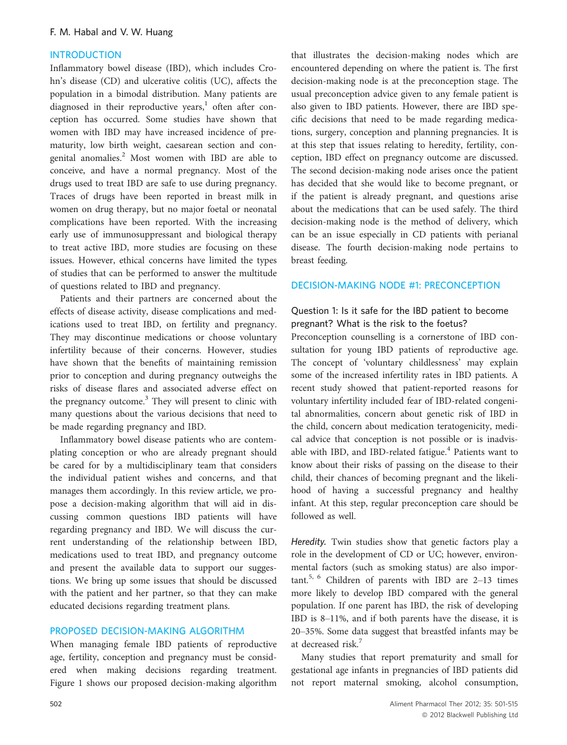## INTRODUCTION

Inflammatory bowel disease (IBD), which includes Crohn's disease (CD) and ulcerative colitis (UC), affects the population in a bimodal distribution. Many patients are diagnosed in their reproductive years,[1] often after conception has occurred. Some studies have shown that women with IBD may have increased incidence of prematurity, low birth weight, caesarean section and congenital anomalies.[2] Most women with IBD are able to conceive, and have a normal pregnancy. Most of the drugs used to treat IBD are safe to use during pregnancy. Traces of drugs have been reported in breast milk in women on drug therapy, but no major foetal or neonatal complications have been reported. With the increasing early use of immunosuppressant and biological therapy to treat active IBD, more studies are focusing on these issues. However, ethical concerns have limited the types of studies that can be performed to answer the multitude of questions related to IBD and pregnancy.

Patients and their partners are concerned about the effects of disease activity, disease complications and medications used to treat IBD, on fertility and pregnancy. They may discontinue medications or choose voluntary infertility because of their concerns. However, studies have shown that the benefits of maintaining remission prior to conception and during pregnancy outweighs the risks of disease flares and associated adverse effect on the pregnancy outcome.[3] They will present to clinic with many questions about the various decisions that need to be made regarding pregnancy and IBD.

Inflammatory bowel disease patients who are contemplating conception or who are already pregnant should be cared for by a multidisciplinary team that considers the individual patient wishes and concerns, and that manages them accordingly. In this review article, we propose a decision-making algorithm that will aid in discussing common questions IBD patients will have regarding pregnancy and IBD. We will discuss the current understanding of the relationship between IBD, medications used to treat IBD, and pregnancy outcome and present the available data to support our suggestions. We bring up some issues that should be discussed with the patient and her partner, so that they can make educated decisions regarding treatment plans.

## PROPOSED DECISION-MAKING ALGORITHM

When managing female IBD patients of reproductive age, fertility, conception and pregnancy must be considered when making decisions regarding treatment. Figure 1 shows our proposed decision-making algorithm that illustrates the decision-making nodes which are encountered depending on where the patient is. The first decision-making node is at the preconception stage. The usual preconception advice given to any female patient is also given to IBD patients. However, there are IBD specific decisions that need to be made regarding medications, surgery, conception and planning pregnancies. It is at this step that issues relating to heredity, fertility, conception, IBD effect on pregnancy outcome are discussed. The second decision-making node arises once the patient has decided that she would like to become pregnant, or if the patient is already pregnant, and questions arise about the medications that can be used safely. The third decision-making node is the method of delivery, which can be an issue especially in CD patients with perianal disease. The fourth decision-making node pertains to breast feeding.

## DECISION-MAKING NODE #1: PRECONCEPTION

### Question 1: Is it safe for the IBD patient to become pregnant? What is the risk to the foetus?

Preconception counselling is a cornerstone of IBD consultation for young IBD patients of reproductive age. The concept of 'voluntary childlessness' may explain some of the increased infertility rates in IBD patients. A recent study showed that patient-reported reasons for voluntary infertility included fear of IBD-related congenital abnormalities, concern about genetic risk of IBD in the child, concern about medication teratogenicity, medical advice that conception is not possible or is inadvisable with IBD, and IBD-related fatigue.[4] Patients want to know about their risks of passing on the disease to their child, their chances of becoming pregnant and the likelihood of having a successful pregnancy and healthy infant. At this step, regular preconception care should be followed as well.

*Heredity.* Twin studies show that genetic factors play a role in the development of CD or UC; however, environmental factors (such as smoking status) are also important.[5, 6] Children of parents with IBD are 2–13 times more likely to develop IBD compared with the general population. If one parent has IBD, the risk of developing IBD is 8–11%, and if both parents have the disease, it is 20–35%. Some data suggest that breastfed infants may be at decreased risk.[7]

Many studies that report prematurity and small for gestational age infants in pregnancies of IBD patients did not report maternal smoking, alcohol consumption,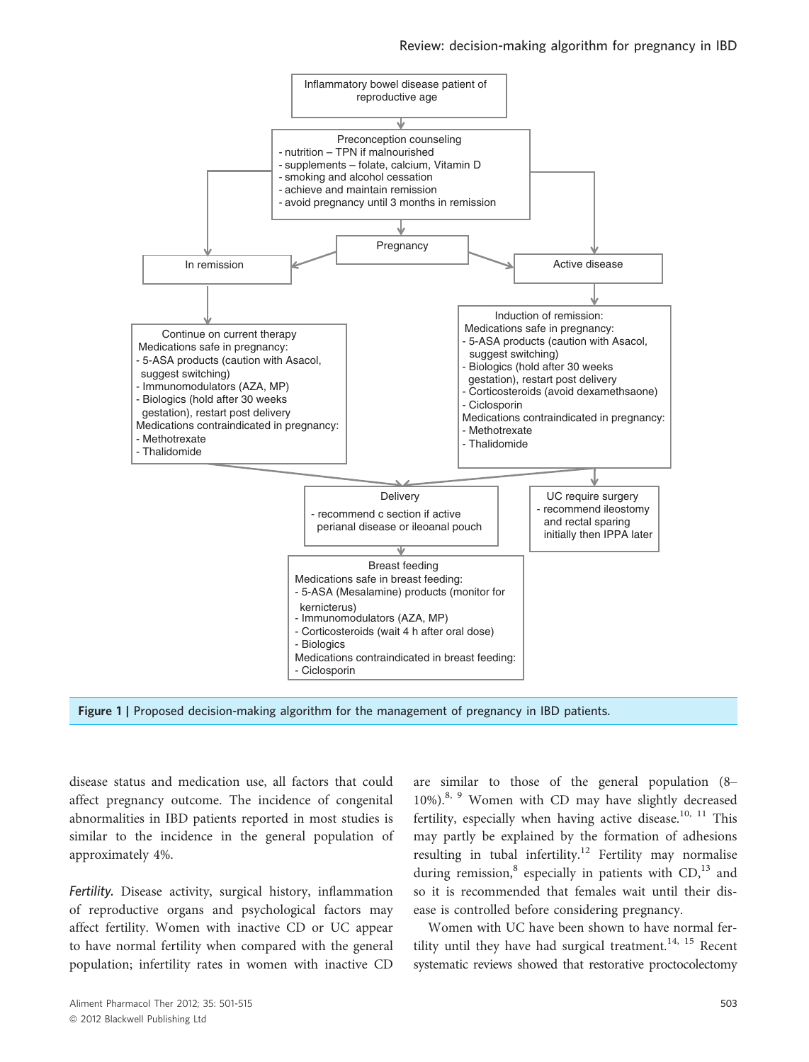Inflammatory bowel disease patient of reproductive age

↓

**Preconception counseling**
- nutrition – TPN if malnourished
- supplements – folate, calcium, Vitamin D
- smoking and alcohol cessation
- achieve and maintain remission
- avoid pregnancy until 3 months in remission

↓

**Pregnancy**

**In remission**

Continue on current therapy
Medications safe in pregnancy:
- 5-ASA products (caution with Asacol, suggest switching)
- Immunomodulators (AZA, MP)
- Biologics (hold after 30 weeks gestation), restart post delivery

Medications contraindicated in pregnancy:
- Methotrexate
- Thalidomide

**Active disease**

Induction of remission:
Medications safe in pregnancy:
- 5-ASA products (caution with Asacol, suggest switching)
- Biologics (hold after 30 weeks gestation), restart post delivery
- Corticosteroids (avoid dexamethsaone)
- Ciclosporin

Medications contraindicated in pregnancy:
- Methotrexate
- Thalidomide

**UC require surgery**
- recommend ileostomy and rectal sparing initially then IPPA later

**Delivery**
- recommend c section if active perianal disease or ileoanal pouch

↓

**Breast feeding**
Medications safe in breast feeding:
- 5-ASA (Mesalamine) products (monitor for kernicterus)
- Immunomodulators (AZA, MP)
- Corticosteroids (wait 4 h after oral dose)
- Biologics

Medications contraindicated in breast feeding:
- Ciclosporin

**Figure 1 |** Proposed decision-making algorithm for the management of pregnancy in IBD patients.

disease status and medication use, all factors that could affect pregnancy outcome. The incidence of congenital abnormalities in IBD patients reported in most studies is similar to the incidence in the general population of approximately 4%.

*Fertility.* Disease activity, surgical history, inflammation of reproductive organs and psychological factors may affect fertility. Women with inactive CD or UC appear to have normal fertility when compared with the general population; infertility rates in women with inactive CD are similar to those of the general population (8–10%).[8, 9] Women with CD may have slightly decreased fertility, especially when having active disease.[10, 11] This may partly be explained by the formation of adhesions resulting in tubal infertility.[12] Fertility may normalise during remission,[8] especially in patients with CD,[13] and so it is recommended that females wait until their disease is controlled before considering pregnancy.

Women with UC have been shown to have normal fertility until they have had surgical treatment.[14, 15] Recent systematic reviews showed that restorative proctocolectomy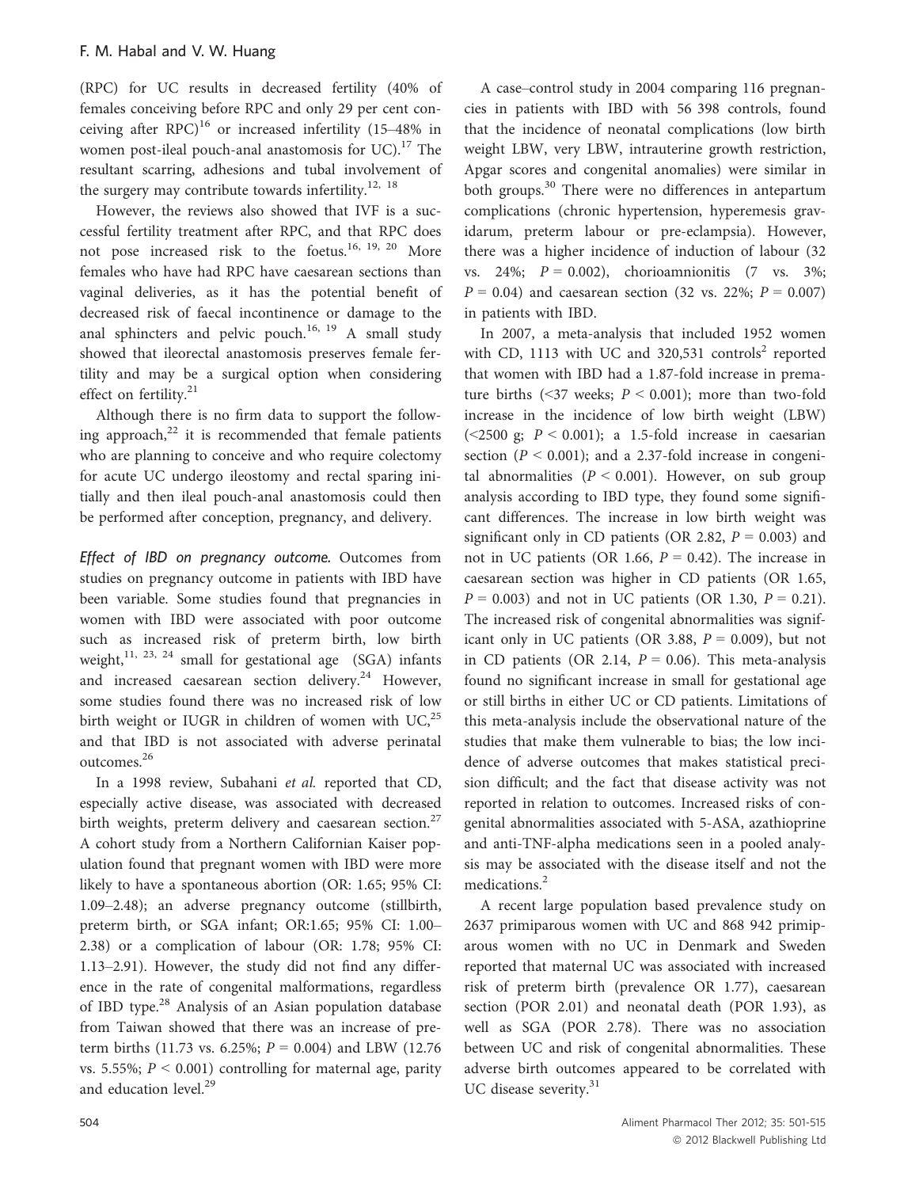(RPC) for UC results in decreased fertility (40% of females conceiving before RPC and only 29 per cent conceiving after RPC)[16] or increased infertility (15–48% in women post-ileal pouch-anal anastomosis for UC).[17] The resultant scarring, adhesions and tubal involvement of the surgery may contribute towards infertility.[12, 18]

However, the reviews also showed that IVF is a successful fertility treatment after RPC, and that RPC does not pose increased risk to the foetus.[16, 19, 20] More females who have had RPC have caesarean sections than vaginal deliveries, as it has the potential benefit of decreased risk of faecal incontinence or damage to the anal sphincters and pelvic pouch.[16, 19] A small study showed that ileorectal anastomosis preserves female fertility and may be a surgical option when considering effect on fertility.[21]

Although there is no firm data to support the following approach,[22] it is recommended that female patients who are planning to conceive and who require colectomy for acute UC undergo ileostomy and rectal sparing initially and then ileal pouch-anal anastomosis could then be performed after conception, pregnancy, and delivery.

*Effect of IBD on pregnancy outcome.* Outcomes from studies on pregnancy outcome in patients with IBD have been variable. Some studies found that pregnancies in women with IBD were associated with poor outcome such as increased risk of preterm birth, low birth weight,[11, 23, 24] small for gestational age (SGA) infants and increased caesarean section delivery.[24] However, some studies found there was no increased risk of low birth weight or IUGR in children of women with UC,[25] and that IBD is not associated with adverse perinatal outcomes.[26]

In a 1998 review, Subahani *et al.* reported that CD, especially active disease, was associated with decreased birth weights, preterm delivery and caesarean section.[27] A cohort study from a Northern Californian Kaiser population found that pregnant women with IBD were more likely to have a spontaneous abortion (OR: 1.65; 95% CI: 1.09–2.48); an adverse pregnancy outcome (stillbirth, preterm birth, or SGA infant; OR:1.65; 95% CI: 1.00–2.38) or a complication of labour (OR: 1.78; 95% CI: 1.13–2.91). However, the study did not find any difference in the rate of congenital malformations, regardless of IBD type.[28] Analysis of an Asian population database from Taiwan showed that there was an increase of preterm births (11.73 vs. 6.25%; $P = 0.004$) and LBW (12.76 vs. 5.55%; $P < 0.001$) controlling for maternal age, parity and education level.[29]

A case–control study in 2004 comparing 116 pregnancies in patients with IBD with 56 398 controls, found that the incidence of neonatal complications (low birth weight LBW, very LBW, intrauterine growth restriction, Apgar scores and congenital anomalies) were similar in both groups.[30] There were no differences in antepartum complications (chronic hypertension, hyperemesis gravidarum, preterm labour or pre-eclampsia). However, there was a higher incidence of induction of labour (32 vs. 24%; $P = 0.002$), chorioamnionitis (7 vs. 3%; $P = 0.04$) and caesarean section (32 vs. 22%; $P = 0.007$) in patients with IBD.

In 2007, a meta-analysis that included 1952 women with CD, 1113 with UC and 320,531 controls[2] reported that women with IBD had a 1.87-fold increase in premature births (<37 weeks; $P < 0.001$); more than two-fold increase in the incidence of low birth weight (LBW) (<2500 g; $P < 0.001$); a 1.5-fold increase in caesarian section ($P < 0.001$); and a 2.37-fold increase in congenital abnormalities ($P < 0.001$). However, on sub group analysis according to IBD type, they found some significant differences. The increase in low birth weight was significant only in CD patients (OR 2.82, $P = 0.003$) and not in UC patients (OR 1.66, $P = 0.42$). The increase in caesarean section was higher in CD patients (OR 1.65, $P = 0.003$) and not in UC patients (OR 1.30, $P = 0.21$). The increased risk of congenital abnormalities was significant only in UC patients (OR 3.88, $P = 0.009$), but not in CD patients (OR 2.14, $P = 0.06$). This meta-analysis found no significant increase in small for gestational age or still births in either UC or CD patients. Limitations of this meta-analysis include the observational nature of the studies that make them vulnerable to bias; the low incidence of adverse outcomes that makes statistical precision difficult; and the fact that disease activity was not reported in relation to outcomes. Increased risks of congenital abnormalities associated with 5-ASA, azathioprine and anti-TNF-alpha medications seen in a pooled analysis may be associated with the disease itself and not the medications.[2]

A recent large population based prevalence study on 2637 primiparous women with UC and 868 942 primiparous women with no UC in Denmark and Sweden reported that maternal UC was associated with increased risk of preterm birth (prevalence OR 1.77), caesarean section (POR 2.01) and neonatal death (POR 1.93), as well as SGA (POR 2.78). There was no association between UC and risk of congenital abnormalities. These adverse birth outcomes appeared to be correlated with UC disease severity.[31]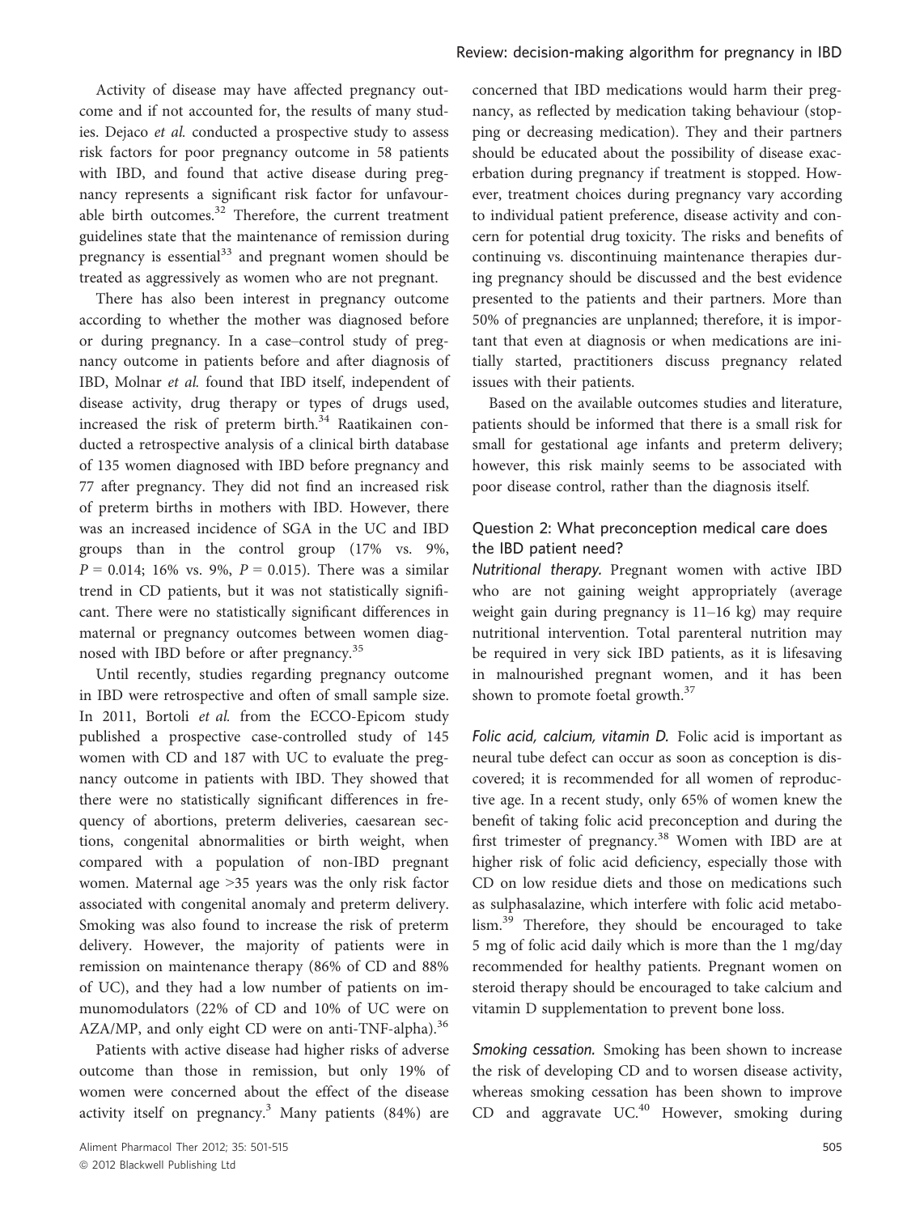Activity of disease may have affected pregnancy outcome and if not accounted for, the results of many studies. Dejaco *et al.* conducted a prospective study to assess risk factors for poor pregnancy outcome in 58 patients with IBD, and found that active disease during pregnancy represents a significant risk factor for unfavourable birth outcomes.[32] Therefore, the current treatment guidelines state that the maintenance of remission during pregnancy is essential[33] and pregnant women should be treated as aggressively as women who are not pregnant.

There has also been interest in pregnancy outcome according to whether the mother was diagnosed before or during pregnancy. In a case–control study of pregnancy outcome in patients before and after diagnosis of IBD, Molnar *et al.* found that IBD itself, independent of disease activity, drug therapy or types of drugs used, increased the risk of preterm birth.[34] Raatikainen conducted a retrospective analysis of a clinical birth database of 135 women diagnosed with IBD before pregnancy and 77 after pregnancy. They did not find an increased risk of preterm births in mothers with IBD. However, there was an increased incidence of SGA in the UC and IBD groups than in the control group (17% vs. 9%, $P = 0.014$; 16% vs. 9%, $P = 0.015$). There was a similar trend in CD patients, but it was not statistically significant. There were no statistically significant differences in maternal or pregnancy outcomes between women diagnosed with IBD before or after pregnancy.[35]

Until recently, studies regarding pregnancy outcome in IBD were retrospective and often of small sample size. In 2011, Bortoli *et al.* from the ECCO-Epicom study published a prospective case-controlled study of 145 women with CD and 187 with UC to evaluate the pregnancy outcome in patients with IBD. They showed that there were no statistically significant differences in frequency of abortions, preterm deliveries, caesarean sections, congenital abnormalities or birth weight, when compared with a population of non-IBD pregnant women. Maternal age >35 years was the only risk factor associated with congenital anomaly and preterm delivery. Smoking was also found to increase the risk of preterm delivery. However, the majority of patients were in remission on maintenance therapy (86% of CD and 88% of UC), and they had a low number of patients on immunomodulators (22% of CD and 10% of UC were on AZA/MP, and only eight CD were on anti-TNF-alpha).[36]

Patients with active disease had higher risks of adverse outcome than those in remission, but only 19% of women were concerned about the effect of the disease activity itself on pregnancy.[3] Many patients (84%) are concerned that IBD medications would harm their pregnancy, as reflected by medication taking behaviour (stopping or decreasing medication). They and their partners should be educated about the possibility of disease exacerbation during pregnancy if treatment is stopped. However, treatment choices during pregnancy vary according to individual patient preference, disease activity and concern for potential drug toxicity. The risks and benefits of continuing vs. discontinuing maintenance therapies during pregnancy should be discussed and the best evidence presented to the patients and their partners. More than 50% of pregnancies are unplanned; therefore, it is important that even at diagnosis or when medications are initially started, practitioners discuss pregnancy related issues with their patients.

Based on the available outcomes studies and literature, patients should be informed that there is a small risk for small for gestational age infants and preterm delivery; however, this risk mainly seems to be associated with poor disease control, rather than the diagnosis itself.

## Question 2: What preconception medical care does the IBD patient need?

*Nutritional therapy.* Pregnant women with active IBD who are not gaining weight appropriately (average weight gain during pregnancy is 11–16 kg) may require nutritional intervention. Total parenteral nutrition may be required in very sick IBD patients, as it is lifesaving in malnourished pregnant women, and it has been shown to promote foetal growth.[37]

*Folic acid, calcium, vitamin D.* Folic acid is important as neural tube defect can occur as soon as conception is discovered; it is recommended for all women of reproductive age. In a recent study, only 65% of women knew the benefit of taking folic acid preconception and during the first trimester of pregnancy.[38] Women with IBD are at higher risk of folic acid deficiency, especially those with CD on low residue diets and those on medications such as sulphasalazine, which interfere with folic acid metabolism.[39] Therefore, they should be encouraged to take 5 mg of folic acid daily which is more than the 1 mg/day recommended for healthy patients. Pregnant women on steroid therapy should be encouraged to take calcium and vitamin D supplementation to prevent bone loss.

*Smoking cessation.* Smoking has been shown to increase the risk of developing CD and to worsen disease activity, whereas smoking cessation has been shown to improve CD and aggravate UC.[40] However, smoking during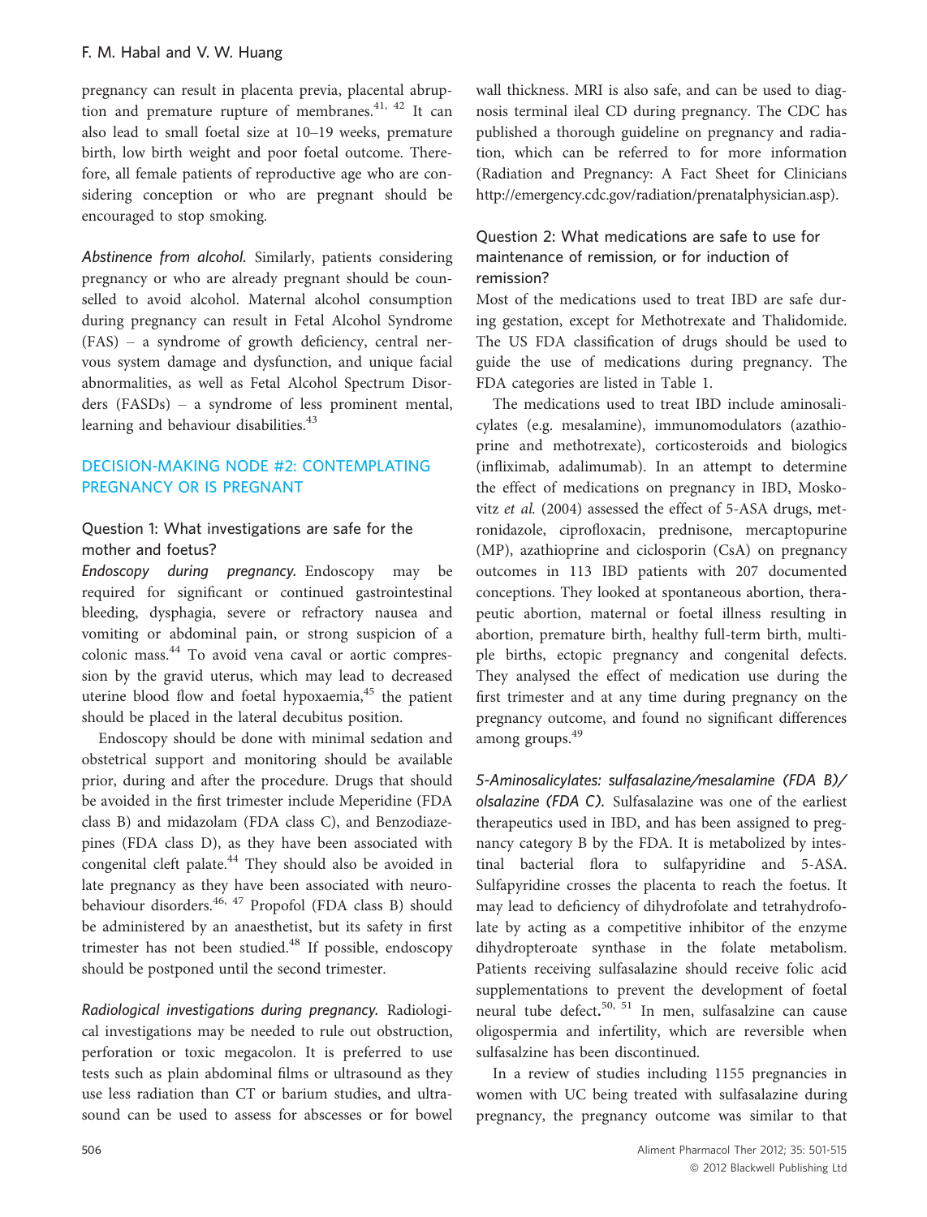pregnancy can result in placenta previa, placental abruption and premature rupture of membranes.[41, 42] It can also lead to small foetal size at 10–19 weeks, premature birth, low birth weight and poor foetal outcome. Therefore, all female patients of reproductive age who are considering conception or who are pregnant should be encouraged to stop smoking.

*Abstinence from alcohol.* Similarly, patients considering pregnancy or who are already pregnant should be counselled to avoid alcohol. Maternal alcohol consumption during pregnancy can result in Fetal Alcohol Syndrome (FAS) – a syndrome of growth deficiency, central nervous system damage and dysfunction, and unique facial abnormalities, as well as Fetal Alcohol Spectrum Disorders (FASDs) – a syndrome of less prominent mental, learning and behaviour disabilities.[43]

## DECISION-MAKING NODE #2: CONTEMPLATING PREGNANCY OR IS PREGNANT

### Question 1: What investigations are safe for the mother and foetus?

*Endoscopy during pregnancy.* Endoscopy may be required for significant or continued gastrointestinal bleeding, dysphagia, severe or refractory nausea and vomiting or abdominal pain, or strong suspicion of a colonic mass.[44] To avoid vena caval or aortic compression by the gravid uterus, which may lead to decreased uterine blood flow and foetal hypoxaemia,[45] the patient should be placed in the lateral decubitus position.

Endoscopy should be done with minimal sedation and obstetrical support and monitoring should be available prior, during and after the procedure. Drugs that should be avoided in the first trimester include Meperidine (FDA class B) and midazolam (FDA class C), and Benzodiazepines (FDA class D), as they have been associated with congenital cleft palate.[44] They should also be avoided in late pregnancy as they have been associated with neurobehaviour disorders.[46, 47] Propofol (FDA class B) should be administered by an anaesthetist, but its safety in first trimester has not been studied.[48] If possible, endoscopy should be postponed until the second trimester.

*Radiological investigations during pregnancy.* Radiological investigations may be needed to rule out obstruction, perforation or toxic megacolon. It is preferred to use tests such as plain abdominal films or ultrasound as they use less radiation than CT or barium studies, and ultrasound can be used to assess for abscesses or for bowel wall thickness. MRI is also safe, and can be used to diagnosis terminal ileal CD during pregnancy. The CDC has published a thorough guideline on pregnancy and radiation, which can be referred to for more information (Radiation and Pregnancy: A Fact Sheet for Clinicians http://emergency.cdc.gov/radiation/prenatalphysician.asp).

### Question 2: What medications are safe to use for maintenance of remission, or for induction of remission?

Most of the medications used to treat IBD are safe during gestation, except for Methotrexate and Thalidomide. The US FDA classification of drugs should be used to guide the use of medications during pregnancy. The FDA categories are listed in Table 1.

The medications used to treat IBD include aminosalicylates (e.g. mesalamine), immunomodulators (azathioprine and methotrexate), corticosteroids and biologics (infliximab, adalimumab). In an attempt to determine the effect of medications on pregnancy in IBD, Moskovitz *et al.* (2004) assessed the effect of 5-ASA drugs, metronidazole, ciprofloxacin, prednisone, mercaptopurine (MP), azathioprine and ciclosporin (CsA) on pregnancy outcomes in 113 IBD patients with 207 documented conceptions. They looked at spontaneous abortion, therapeutic abortion, maternal or foetal illness resulting in abortion, premature birth, healthy full-term birth, multiple births, ectopic pregnancy and congenital defects. They analysed the effect of medication use during the first trimester and at any time during pregnancy on the pregnancy outcome, and found no significant differences among groups.[49]

*5-Aminosalicylates: sulfasalazine/mesalamine (FDA B)/ olsalazine (FDA C).* Sulfasalazine was one of the earliest therapeutics used in IBD, and has been assigned to pregnancy category B by the FDA. It is metabolized by intestinal bacterial flora to sulfapyridine and 5-ASA. Sulfapyridine crosses the placenta to reach the foetus. It may lead to deficiency of dihydrofolate and tetrahydrofolate by acting as a competitive inhibitor of the enzyme dihydropteroate synthase in the folate metabolism. Patients receiving sulfasalazine should receive folic acid supplementations to prevent the development of foetal neural tube defect.[50, 51] In men, sulfasalzine can cause oligospermia and infertility, which are reversible when sulfasalzine has been discontinued.

In a review of studies including 1155 pregnancies in women with UC being treated with sulfasalazine during pregnancy, the pregnancy outcome was similar to that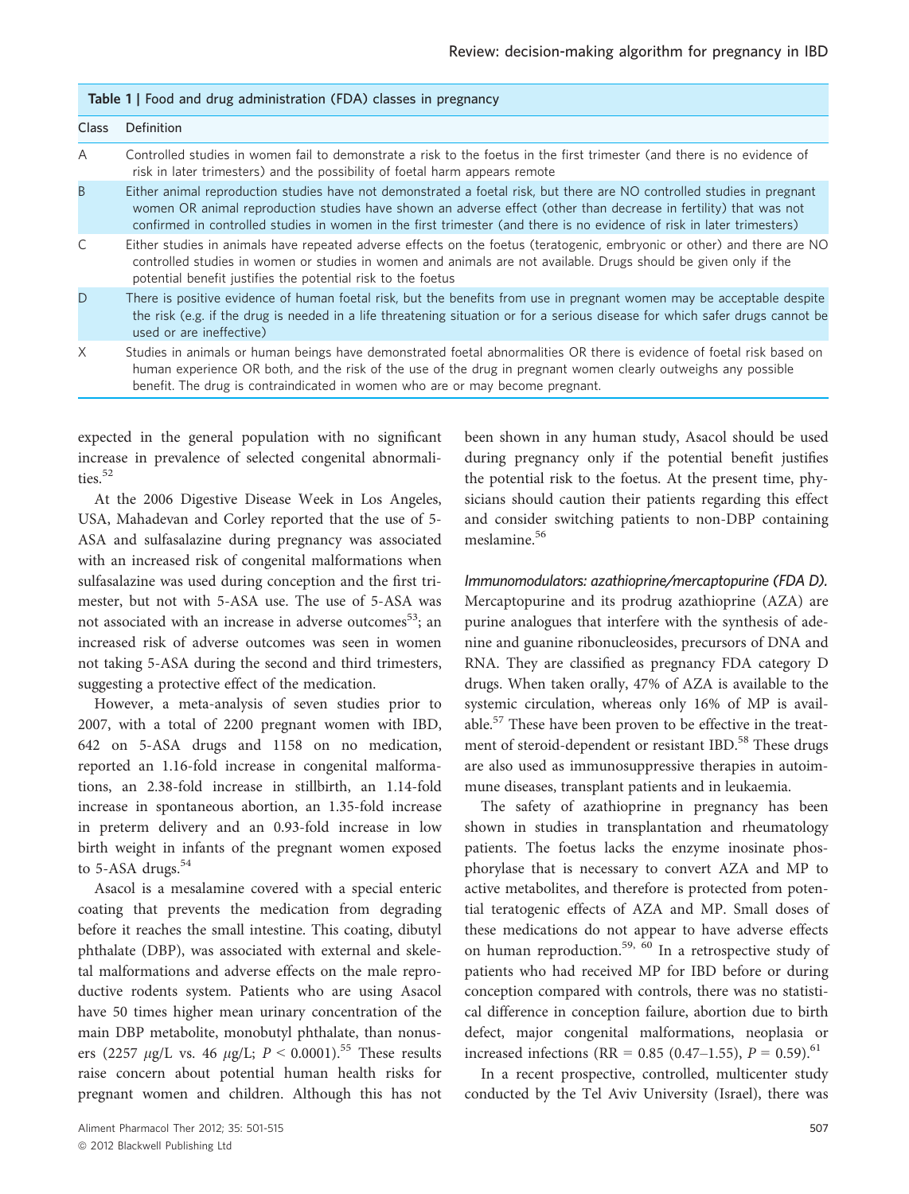**Table 1 | Food and drug administration (FDA) classes in pregnancy**

| Class | Definition |
|---|---|
| A | Controlled studies in women fail to demonstrate a risk to the foetus in the first trimester (and there is no evidence of risk in later trimesters) and the possibility of foetal harm appears remote |
| B | Either animal reproduction studies have not demonstrated a foetal risk, but there are NO controlled studies in pregnant women OR animal reproduction studies have shown an adverse effect (other than decrease in fertility) that was not confirmed in controlled studies in women in the first trimester (and there is no evidence of risk in later trimesters) |
| C | Either studies in animals have repeated adverse effects on the foetus (teratogenic, embryonic or other) and there are NO controlled studies in women or studies in women and animals are not available. Drugs should be given only if the potential benefit justifies the potential risk to the foetus |
| D | There is positive evidence of human foetal risk, but the benefits from use in pregnant women may be acceptable despite the risk (e.g. if the drug is needed in a life threatening situation or for a serious disease for which safer drugs cannot be used or are ineffective) |
| X | Studies in animals or human beings have demonstrated foetal abnormalities OR there is evidence of foetal risk based on human experience OR both, and the risk of the use of the drug in pregnant women clearly outweighs any possible benefit. The drug is contraindicated in women who are or may become pregnant. |

expected in the general population with no significant increase in prevalence of selected congenital abnormalities.[52]

At the 2006 Digestive Disease Week in Los Angeles, USA, Mahadevan and Corley reported that the use of 5-ASA and sulfasalazine during pregnancy was associated with an increased risk of congenital malformations when sulfasalazine was used during conception and the first trimester, but not with 5-ASA use. The use of 5-ASA was not associated with an increase in adverse outcomes[53]; an increased risk of adverse outcomes was seen in women not taking 5-ASA during the second and third trimesters, suggesting a protective effect of the medication.

However, a meta-analysis of seven studies prior to 2007, with a total of 2200 pregnant women with IBD, 642 on 5-ASA drugs and 1158 on no medication, reported an 1.16-fold increase in congenital malformations, an 2.38-fold increase in stillbirth, an 1.14-fold increase in spontaneous abortion, an 1.35-fold increase in preterm delivery and an 0.93-fold increase in low birth weight in infants of the pregnant women exposed to 5-ASA drugs.[54]

Asacol is a mesalamine covered with a special enteric coating that prevents the medication from degrading before it reaches the small intestine. This coating, dibutyl phthalate (DBP), was associated with external and skeletal malformations and adverse effects on the male reproductive rodents system. Patients who are using Asacol have 50 times higher mean urinary concentration of the main DBP metabolite, monobutyl phthalate, than nonusers (2257 $\mu$g/L vs. 46 $\mu$g/L; $P < 0.0001$).[55] These results raise concern about potential human health risks for pregnant women and children. Although this has not been shown in any human study, Asacol should be used during pregnancy only if the potential benefit justifies the potential risk to the foetus. At the present time, physicians should caution their patients regarding this effect and consider switching patients to non-DBP containing meslamine.[56]

*Immunomodulators: azathioprine/mercaptopurine (FDA D).* Mercaptopurine and its prodrug azathioprine (AZA) are purine analogues that interfere with the synthesis of adenine and guanine ribonucleosides, precursors of DNA and RNA. They are classified as pregnancy FDA category D drugs. When taken orally, 47% of AZA is available to the systemic circulation, whereas only 16% of MP is available.[57] These have been proven to be effective in the treatment of steroid-dependent or resistant IBD.[58] These drugs are also used as immunosuppressive therapies in autoimmune diseases, transplant patients and in leukaemia.

The safety of azathioprine in pregnancy has been shown in studies in transplantation and rheumatology patients. The foetus lacks the enzyme inosinate phosphorylase that is necessary to convert AZA and MP to active metabolites, and therefore is protected from potential teratogenic effects of AZA and MP. Small doses of these medications do not appear to have adverse effects on human reproduction.[59, 60] In a retrospective study of patients who had received MP for IBD before or during conception compared with controls, there was no statistical difference in conception failure, abortion due to birth defect, major congenital malformations, neoplasia or increased infections (RR = 0.85 (0.47–1.55), $P = 0.59$).[61]

In a recent prospective, controlled, multicenter study conducted by the Tel Aviv University (Israel), there was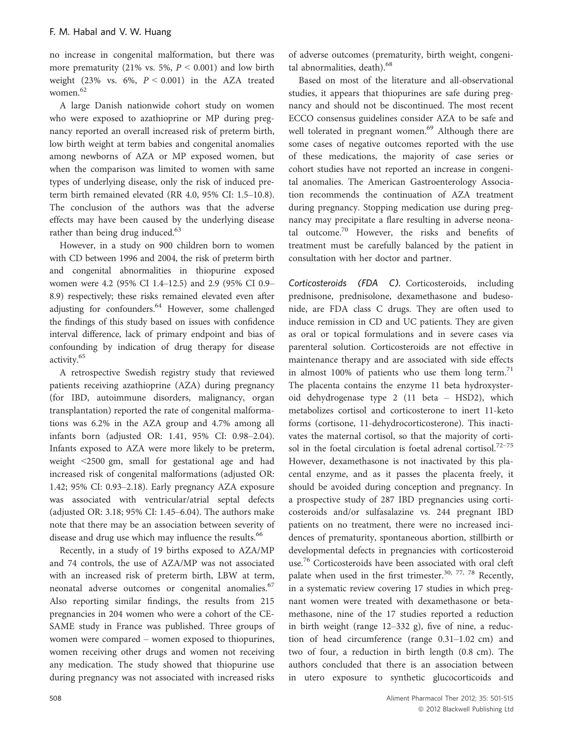no increase in congenital malformation, but there was more prematurity (21% vs. 5%, $P < 0.001$) and low birth weight (23% vs. 6%, $P < 0.001$) in the AZA treated women.[62]

A large Danish nationwide cohort study on women who were exposed to azathioprine or MP during pregnancy reported an overall increased risk of preterm birth, low birth weight at term babies and congenital anomalies among newborns of AZA or MP exposed women, but when the comparison was limited to women with same types of underlying disease, only the risk of induced preterm birth remained elevated (RR 4.0, 95% CI: 1.5–10.8). The conclusion of the authors was that the adverse effects may have been caused by the underlying disease rather than being drug induced.[63]

However, in a study on 900 children born to women with CD between 1996 and 2004, the risk of preterm birth and congenital abnormalities in thiopurine exposed women were 4.2 (95% CI 1.4–12.5) and 2.9 (95% CI 0.9–8.9) respectively; these risks remained elevated even after adjusting for confounders.[64] However, some challenged the findings of this study based on issues with confidence interval difference, lack of primary endpoint and bias of confounding by indication of drug therapy for disease activity.[65]

A retrospective Swedish registry study that reviewed patients receiving azathioprine (AZA) during pregnancy (for IBD, autoimmune disorders, malignancy, organ transplantation) reported the rate of congenital malformations was 6.2% in the AZA group and 4.7% among all infants born (adjusted OR: 1.41, 95% CI: 0.98–2.04). Infants exposed to AZA were more likely to be preterm, weight <2500 gm, small for gestational age and had increased risk of congenital malformations (adjusted OR: 1.42; 95% CI: 0.93–2.18). Early pregnancy AZA exposure was associated with ventricular/atrial septal defects (adjusted OR: 3.18; 95% CI: 1.45–6.04). The authors make note that there may be an association between severity of disease and drug use which may influence the results.[66]

Recently, in a study of 19 births exposed to AZA/MP and 74 controls, the use of AZA/MP was not associated with an increased risk of preterm birth, LBW at term, neonatal adverse outcomes or congenital anomalies.[67] Also reporting similar findings, the results from 215 pregnancies in 204 women who were a cohort of the CESAME study in France was published. Three groups of women were compared – women exposed to thiopurines, women receiving other drugs and women not receiving any medication. The study showed that thiopurine use during pregnancy was not associated with increased risks of adverse outcomes (prematurity, birth weight, congenital abnormalities, death).[68]

Based on most of the literature and all-observational studies, it appears that thiopurines are safe during pregnancy and should not be discontinued. The most recent ECCO consensus guidelines consider AZA to be safe and well tolerated in pregnant women.[69] Although there are some cases of negative outcomes reported with the use of these medications, the majority of case series or cohort studies have not reported an increase in congenital anomalies. The American Gastroenterology Association recommends the continuation of AZA treatment during pregnancy. Stopping medication use during pregnancy may precipitate a flare resulting in adverse neonatal outcome.[70] However, the risks and benefits of treatment must be carefully balanced by the patient in consultation with her doctor and partner.

*Corticosteroids (FDA C).* Corticosteroids, including prednisone, prednisolone, dexamethasone and budesonide, are FDA class C drugs. They are often used to induce remission in CD and UC patients. They are given as oral or topical formulations and in severe cases via parenteral solution. Corticosteroids are not effective in maintenance therapy and are associated with side effects in almost 100% of patients who use them long term.[71] The placenta contains the enzyme 11 beta hydroxysteroid dehydrogenase type 2 (11 beta – HSD2), which metabolizes cortisol and corticosterone to inert 11-keto forms (cortisone, 11-dehydrocorticosterone). This inactivates the maternal cortisol, so that the majority of cortisol in the foetal circulation is foetal adrenal cortisol.[72–75] However, dexamethasone is not inactivated by this placental enzyme, and as it passes the placenta freely, it should be avoided during conception and pregnancy. In a prospective study of 287 IBD pregnancies using corticosteroids and/or sulfasalazine vs. 244 pregnant IBD patients on no treatment, there were no increased incidences of prematurity, spontaneous abortion, stillbirth or developmental defects in pregnancies with corticosteroid use.[76] Corticosteroids have been associated with oral cleft palate when used in the first trimester.[30, 77, 78] Recently, in a systematic review covering 17 studies in which pregnant women were treated with dexamethasone or betamethasone, nine of the 17 studies reported a reduction in birth weight (range 12–332 g), five of nine, a reduction of head circumference (range 0.31–1.02 cm) and two of four, a reduction in birth length (0.8 cm). The authors concluded that there is an association between in utero exposure to synthetic glucocorticoids and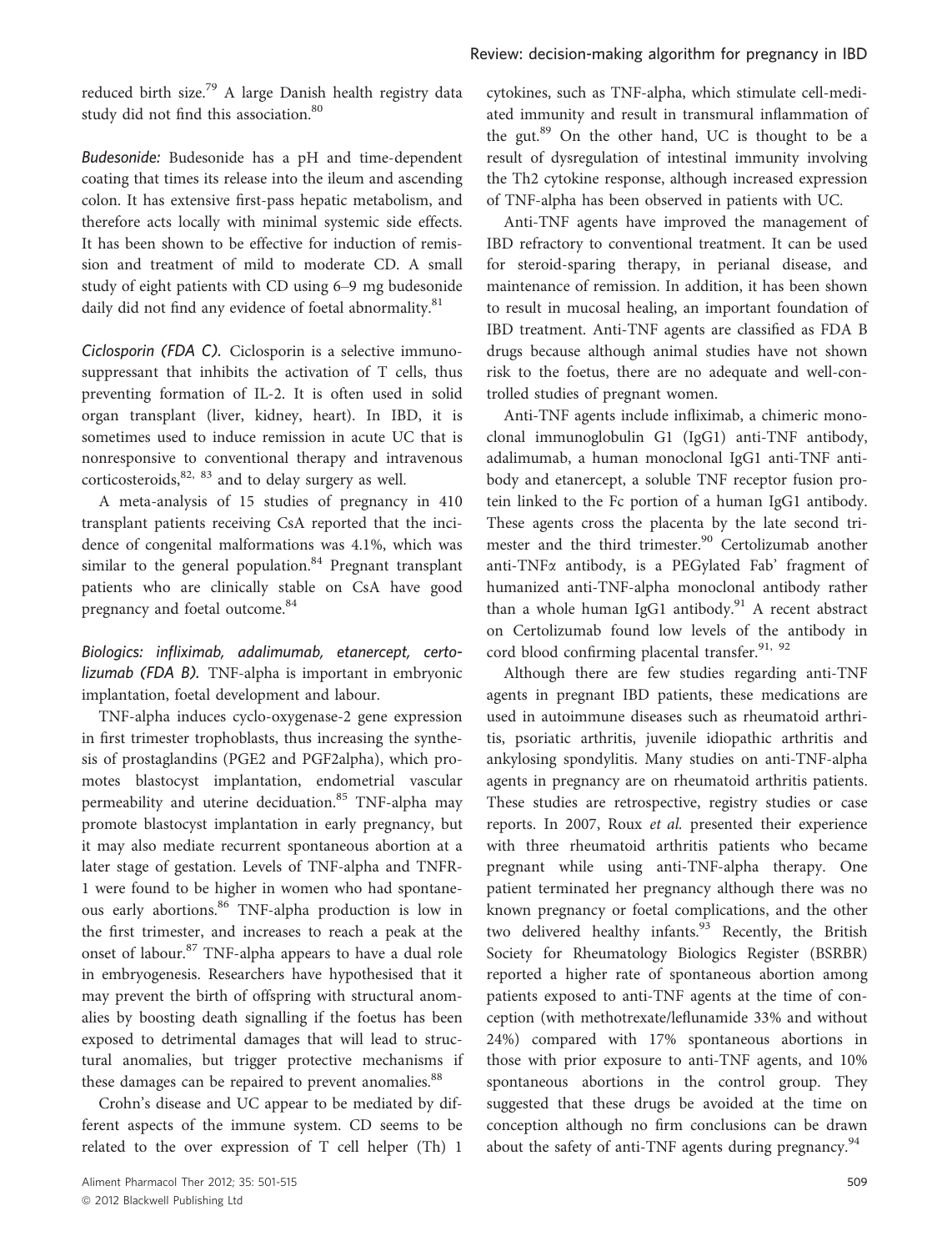reduced birth size.[79] A large Danish health registry data study did not find this association.[80]

*Budesonide:* Budesonide has a pH and time-dependent coating that times its release into the ileum and ascending colon. It has extensive first-pass hepatic metabolism, and therefore acts locally with minimal systemic side effects. It has been shown to be effective for induction of remission and treatment of mild to moderate CD. A small study of eight patients with CD using 6–9 mg budesonide daily did not find any evidence of foetal abnormality.[81]

*Ciclosporin (FDA C).* Ciclosporin is a selective immunosuppressant that inhibits the activation of T cells, thus preventing formation of IL-2. It is often used in solid organ transplant (liver, kidney, heart). In IBD, it is sometimes used to induce remission in acute UC that is nonresponsive to conventional therapy and intravenous corticosteroids,[82, 83] and to delay surgery as well.

A meta-analysis of 15 studies of pregnancy in 410 transplant patients receiving CsA reported that the incidence of congenital malformations was 4.1%, which was similar to the general population.[84] Pregnant transplant patients who are clinically stable on CsA have good pregnancy and foetal outcome.[84]

*Biologics: infliximab, adalimumab, etanercept, certolizumab (FDA B).* TNF-alpha is important in embryonic implantation, foetal development and labour.

TNF-alpha induces cyclo-oxygenase-2 gene expression in first trimester trophoblasts, thus increasing the synthesis of prostaglandins (PGE2 and PGF2alpha), which promotes blastocyst implantation, endometrial vascular permeability and uterine deciduation.[85] TNF-alpha may promote blastocyst implantation in early pregnancy, but it may also mediate recurrent spontaneous abortion at a later stage of gestation. Levels of TNF-alpha and TNFR-1 were found to be higher in women who had spontaneous early abortions.[86] TNF-alpha production is low in the first trimester, and increases to reach a peak at the onset of labour.[87] TNF-alpha appears to have a dual role in embryogenesis. Researchers have hypothesised that it may prevent the birth of offspring with structural anomalies by boosting death signalling if the foetus has been exposed to detrimental damages that will lead to structural anomalies, but trigger protective mechanisms if these damages can be repaired to prevent anomalies.[88]

Crohn's disease and UC appear to be mediated by different aspects of the immune system. CD seems to be related to the over expression of T cell helper (Th) 1 cytokines, such as TNF-alpha, which stimulate cell-mediated immunity and result in transmural inflammation of the gut.[89] On the other hand, UC is thought to be a result of dysregulation of intestinal immunity involving the Th2 cytokine response, although increased expression of TNF-alpha has been observed in patients with UC.

Anti-TNF agents have improved the management of IBD refractory to conventional treatment. It can be used for steroid-sparing therapy, in perianal disease, and maintenance of remission. In addition, it has been shown to result in mucosal healing, an important foundation of IBD treatment. Anti-TNF agents are classified as FDA B drugs because although animal studies have not shown risk to the foetus, there are no adequate and well-controlled studies of pregnant women.

Anti-TNF agents include infliximab, a chimeric monoclonal immunoglobulin G1 (IgG1) anti-TNF antibody, adalimumab, a human monoclonal IgG1 anti-TNF antibody and etanercept, a soluble TNF receptor fusion protein linked to the Fc portion of a human IgG1 antibody. These agents cross the placenta by the late second trimester and the third trimester.[90] Certolizumab another anti-TNFα antibody, is a PEGylated Fab' fragment of humanized anti-TNF-alpha monoclonal antibody rather than a whole human IgG1 antibody.[91] A recent abstract on Certolizumab found low levels of the antibody in cord blood confirming placental transfer.[91, 92]

Although there are few studies regarding anti-TNF agents in pregnant IBD patients, these medications are used in autoimmune diseases such as rheumatoid arthritis, psoriatic arthritis, juvenile idiopathic arthritis and ankylosing spondylitis. Many studies on anti-TNF-alpha agents in pregnancy are on rheumatoid arthritis patients. These studies are retrospective, registry studies or case reports. In 2007, Roux *et al.* presented their experience with three rheumatoid arthritis patients who became pregnant while using anti-TNF-alpha therapy. One patient terminated her pregnancy although there was no known pregnancy or foetal complications, and the other two delivered healthy infants.[93] Recently, the British Society for Rheumatology Biologics Register (BSRBR) reported a higher rate of spontaneous abortion among patients exposed to anti-TNF agents at the time of conception (with methotrexate/leflunamide 33% and without 24%) compared with 17% spontaneous abortions in those with prior exposure to anti-TNF agents, and 10% spontaneous abortions in the control group. They suggested that these drugs be avoided at the time on conception although no firm conclusions can be drawn about the safety of anti-TNF agents during pregnancy.[94]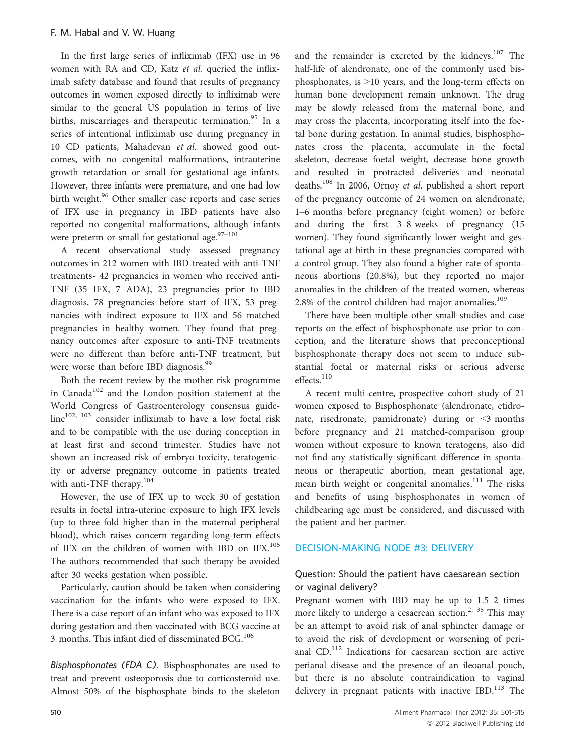In the first large series of infliximab (IFX) use in 96 women with RA and CD, Katz *et al.* queried the infliximab safety database and found that results of pregnancy outcomes in women exposed directly to infliximab were similar to the general US population in terms of live births, miscarriages and therapeutic termination.[95] In a series of intentional infliximab use during pregnancy in 10 CD patients, Mahadevan *et al.* showed good outcomes, with no congenital malformations, intrauterine growth retardation or small for gestational age infants. However, three infants were premature, and one had low birth weight.[96] Other smaller case reports and case series of IFX use in pregnancy in IBD patients have also reported no congenital malformations, although infants were preterm or small for gestational age.[97–101]

A recent observational study assessed pregnancy outcomes in 212 women with IBD treated with anti-TNF treatments- 42 pregnancies in women who received anti-TNF (35 IFX, 7 ADA), 23 pregnancies prior to IBD diagnosis, 78 pregnancies before start of IFX, 53 pregnancies with indirect exposure to IFX and 56 matched pregnancies in healthy women. They found that pregnancy outcomes after exposure to anti-TNF treatments were no different than before anti-TNF treatment, but were worse than before IBD diagnosis.[99]

Both the recent review by the mother risk programme in Canada[102] and the London position statement at the World Congress of Gastroenterology consensus guideline[102, 103] consider infliximab to have a low foetal risk and to be compatible with the use during conception in at least first and second trimester. Studies have not shown an increased risk of embryo toxicity, teratogenicity or adverse pregnancy outcome in patients treated with anti-TNF therapy.[104]

However, the use of IFX up to week 30 of gestation results in foetal intra-uterine exposure to high IFX levels (up to three fold higher than in the maternal peripheral blood), which raises concern regarding long-term effects of IFX on the children of women with IBD on IFX.[105] The authors recommended that such therapy be avoided after 30 weeks gestation when possible.

Particularly, caution should be taken when considering vaccination for the infants who were exposed to IFX. There is a case report of an infant who was exposed to IFX during gestation and then vaccinated with BCG vaccine at 3 months. This infant died of disseminated BCG.[106]

*Bisphosphonates (FDA C).* Bisphosphonates are used to treat and prevent osteoporosis due to corticosteroid use. Almost 50% of the bisphosphate binds to the skeleton and the remainder is excreted by the kidneys.[107] The half-life of alendronate, one of the commonly used bisphosphonates, is >10 years, and the long-term effects on human bone development remain unknown. The drug may be slowly released from the maternal bone, and may cross the placenta, incorporating itself into the foetal bone during gestation. In animal studies, bisphosphonates cross the placenta, accumulate in the foetal skeleton, decrease foetal weight, decrease bone growth and resulted in protracted deliveries and neonatal deaths.[108] In 2006, Ornoy *et al.* published a short report of the pregnancy outcome of 24 women on alendronate, 1–6 months before pregnancy (eight women) or before and during the first 3–8 weeks of pregnancy (15 women). They found significantly lower weight and gestational age at birth in these pregnancies compared with a control group. They also found a higher rate of spontaneous abortions (20.8%), but they reported no major anomalies in the children of the treated women, whereas 2.8% of the control children had major anomalies.[109]

There have been multiple other small studies and case reports on the effect of bisphosphonate use prior to conception, and the literature shows that preconceptional bisphosphonate therapy does not seem to induce substantial foetal or maternal risks or serious adverse effects.[110]

A recent multi-centre, prospective cohort study of 21 women exposed to Bisphosphonate (alendronate, etidronate, risedronate, pamidronate) during or <3 months before pregnancy and 21 matched-comparison group women without exposure to known teratogens, also did not find any statistically significant difference in spontaneous or therapeutic abortion, mean gestational age, mean birth weight or congenital anomalies.[111] The risks and benefits of using bisphosphonates in women of childbearing age must be considered, and discussed with the patient and her partner.

## DECISION-MAKING NODE #3: DELIVERY

### Question: Should the patient have caesarean section or vaginal delivery?

Pregnant women with IBD may be up to 1.5–2 times more likely to undergo a cesaerean section.[2, 35] This may be an attempt to avoid risk of anal sphincter damage or to avoid the risk of development or worsening of perianal CD.[112] Indications for caesarean section are active perianal disease and the presence of an ileoanal pouch, but there is no absolute contraindication to vaginal delivery in pregnant patients with inactive IBD.[113] The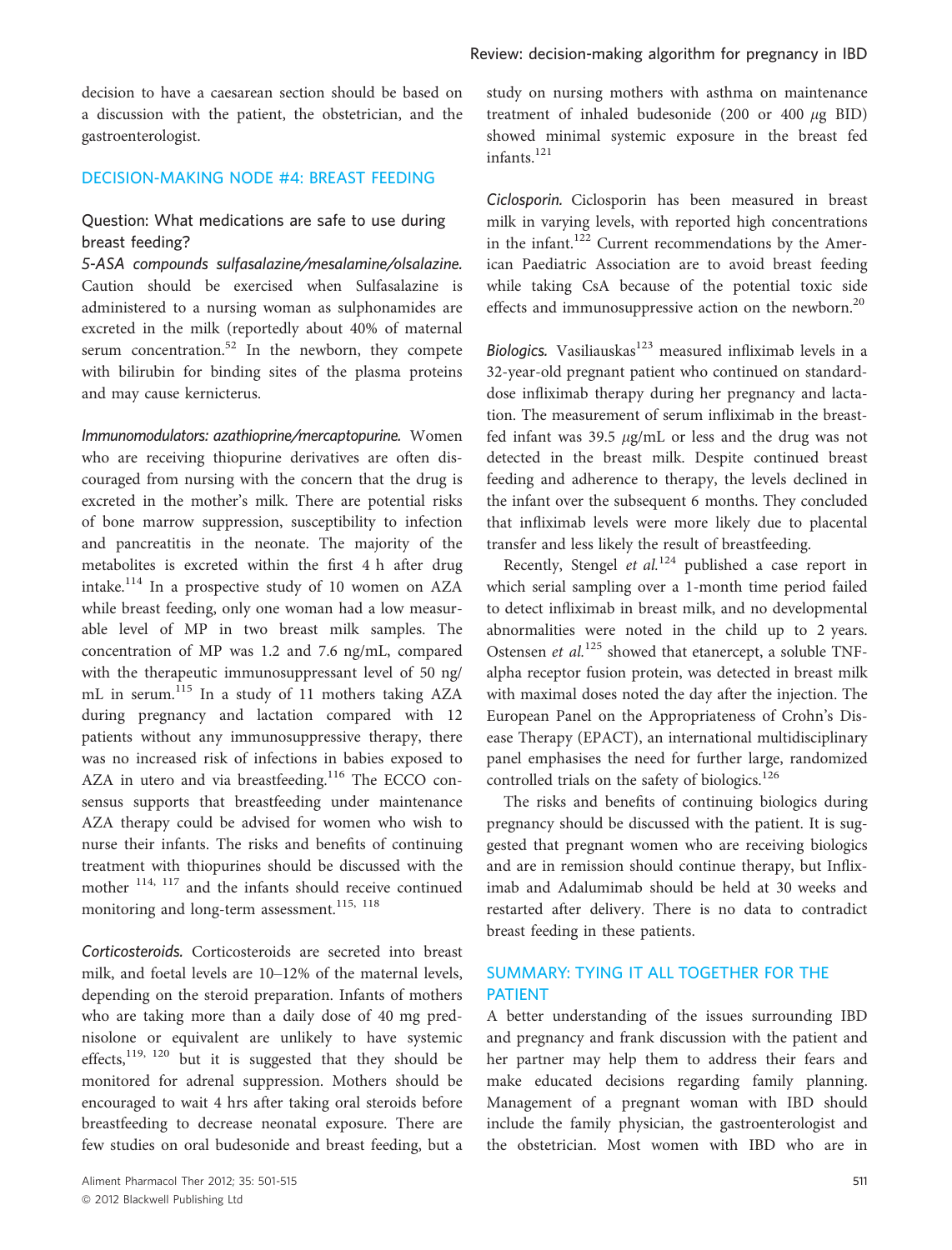decision to have a caesarean section should be based on a discussion with the patient, the obstetrician, and the gastroenterologist.

## DECISION-MAKING NODE #4: BREAST FEEDING

### Question: What medications are safe to use during breast feeding?

*5-ASA compounds sulfasalazine/mesalamine/olsalazine.* Caution should be exercised when Sulfasalazine is administered to a nursing woman as sulphonamides are excreted in the milk (reportedly about 40% of maternal serum concentration.[52] In the newborn, they compete with bilirubin for binding sites of the plasma proteins and may cause kernicterus.

*Immunomodulators: azathioprine/mercaptopurine.* Women who are receiving thiopurine derivatives are often discouraged from nursing with the concern that the drug is excreted in the mother's milk. There are potential risks of bone marrow suppression, susceptibility to infection and pancreatitis in the neonate. The majority of the metabolites is excreted within the first 4 h after drug intake.[114] In a prospective study of 10 women on AZA while breast feeding, only one woman had a low measurable level of MP in two breast milk samples. The concentration of MP was 1.2 and 7.6 ng/mL, compared with the therapeutic immunosuppressant level of 50 ng/mL in serum.[115] In a study of 11 mothers taking AZA during pregnancy and lactation compared with 12 patients without any immunosuppressive therapy, there was no increased risk of infections in babies exposed to AZA in utero and via breastfeeding.[116] The ECCO consensus supports that breastfeeding under maintenance AZA therapy could be advised for women who wish to nurse their infants. The risks and benefits of continuing treatment with thiopurines should be discussed with the mother [114, 117] and the infants should receive continued monitoring and long-term assessment.[115, 118]

*Corticosteroids.* Corticosteroids are secreted into breast milk, and foetal levels are 10–12% of the maternal levels, depending on the steroid preparation. Infants of mothers who are taking more than a daily dose of 40 mg prednisolone or equivalent are unlikely to have systemic effects,[119, 120] but it is suggested that they should be monitored for adrenal suppression. Mothers should be encouraged to wait 4 hrs after taking oral steroids before breastfeeding to decrease neonatal exposure. There are few studies on oral budesonide and breast feeding, but a study on nursing mothers with asthma on maintenance treatment of inhaled budesonide (200 or 400 $\mu$g BID) showed minimal systemic exposure in the breast fed infants.[121]

*Ciclosporin.* Ciclosporin has been measured in breast milk in varying levels, with reported high concentrations in the infant.[122] Current recommendations by the American Paediatric Association are to avoid breast feeding while taking CsA because of the potential toxic side effects and immunosuppressive action on the newborn.[20]

*Biologics.* Vasiliauskas[123] measured infliximab levels in a 32-year-old pregnant patient who continued on standard-dose infliximab therapy during her pregnancy and lactation. The measurement of serum infliximab in the breast-fed infant was 39.5 $\mu$g/mL or less and the drug was not detected in the breast milk. Despite continued breast feeding and adherence to therapy, the levels declined in the infant over the subsequent 6 months. They concluded that infliximab levels were more likely due to placental transfer and less likely the result of breastfeeding.

Recently, Stengel *et al.*[124] published a case report in which serial sampling over a 1-month time period failed to detect infliximab in breast milk, and no developmental abnormalities were noted in the child up to 2 years. Ostensen *et al.*[125] showed that etanercept, a soluble TNF-alpha receptor fusion protein, was detected in breast milk with maximal doses noted the day after the injection. The European Panel on the Appropriateness of Crohn's Disease Therapy (EPACT), an international multidisciplinary panel emphasises the need for further large, randomized controlled trials on the safety of biologics.[126]

The risks and benefits of continuing biologics during pregnancy should be discussed with the patient. It is suggested that pregnant women who are receiving biologics and are in remission should continue therapy, but Infliximab and Adalumimab should be held at 30 weeks and restarted after delivery. There is no data to contradict breast feeding in these patients.

## SUMMARY: TYING IT ALL TOGETHER FOR THE PATIENT

A better understanding of the issues surrounding IBD and pregnancy and frank discussion with the patient and her partner may help them to address their fears and make educated decisions regarding family planning. Management of a pregnant woman with IBD should include the family physician, the gastroenterologist and the obstetrician. Most women with IBD who are in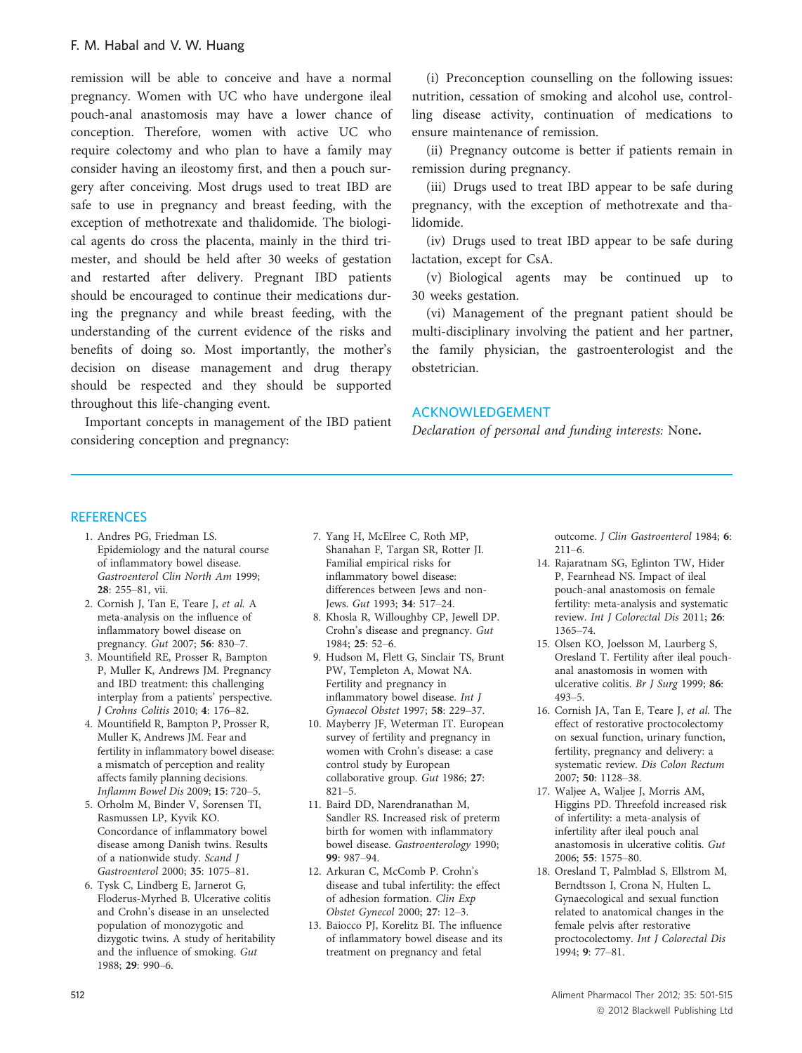remission will be able to conceive and have a normal pregnancy. Women with UC who have undergone ileal pouch-anal anastomosis may have a lower chance of conception. Therefore, women with active UC who require colectomy and who plan to have a family may consider having an ileostomy first, and then a pouch surgery after conceiving. Most drugs used to treat IBD are safe to use in pregnancy and breast feeding, with the exception of methotrexate and thalidomide. The biological agents do cross the placenta, mainly in the third trimester, and should be held after 30 weeks of gestation and restarted after delivery. Pregnant IBD patients should be encouraged to continue their medications during the pregnancy and while breast feeding, with the understanding of the current evidence of the risks and benefits of doing so. Most importantly, the mother's decision on disease management and drug therapy should be respected and they should be supported throughout this life-changing event.

Important concepts in management of the IBD patient considering conception and pregnancy:

(i) Preconception counselling on the following issues: nutrition, cessation of smoking and alcohol use, controlling disease activity, continuation of medications to ensure maintenance of remission.

(ii) Pregnancy outcome is better if patients remain in remission during pregnancy.

(iii) Drugs used to treat IBD appear to be safe during pregnancy, with the exception of methotrexate and thalidomide.

(iv) Drugs used to treat IBD appear to be safe during lactation, except for CsA.

(v) Biological agents may be continued up to 30 weeks gestation.

(vi) Management of the pregnant patient should be multi-disciplinary involving the patient and her partner, the family physician, the gastroenterologist and the obstetrician.

## ACKNOWLEDGEMENT

*Declaration of personal and funding interests:* None**.**

## REFERENCES

1. Andres PG, Friedman LS. Epidemiology and the natural course of inflammatory bowel disease. *Gastroenterol Clin North Am* 1999; **28**: 255–81, vii.
2. Cornish J, Tan E, Teare J, *et al.* A meta-analysis on the influence of inflammatory bowel disease on pregnancy. *Gut* 2007; **56**: 830–7.
3. Mountifield RE, Prosser R, Bampton P, Muller K, Andrews JM. Pregnancy and IBD treatment: this challenging interplay from a patients' perspective. *J Crohns Colitis* 2010; **4**: 176–82.
4. Mountifield R, Bampton P, Prosser R, Muller K, Andrews JM. Fear and fertility in inflammatory bowel disease: a mismatch of perception and reality affects family planning decisions. *Inflamm Bowel Dis* 2009; **15**: 720–5.
5. Orholm M, Binder V, Sorensen TI, Rasmussen LP, Kyvik KO. Concordance of inflammatory bowel disease among Danish twins. Results of a nationwide study. *Scand J Gastroenterol* 2000; **35**: 1075–81.
6. Tysk C, Lindberg E, Jarnerot G, Floderus-Myrhed B. Ulcerative colitis and Crohn's disease in an unselected population of monozygotic and dizygotic twins. A study of heritability and the influence of smoking. *Gut* 1988; **29**: 990–6.
7. Yang H, McElree C, Roth MP, Shanahan F, Targan SR, Rotter JI. Familial empirical risks for inflammatory bowel disease: differences between Jews and non-Jews. *Gut* 1993; **34**: 517–24.
8. Khosla R, Willoughby CP, Jewell DP. Crohn's disease and pregnancy. *Gut* 1984; **25**: 52–6.
9. Hudson M, Flett G, Sinclair TS, Brunt PW, Templeton A, Mowat NA. Fertility and pregnancy in inflammatory bowel disease. *Int J Gynaecol Obstet* 1997; **58**: 229–37.
10. Mayberry JF, Weterman IT. European survey of fertility and pregnancy in women with Crohn's disease: a case control study by European collaborative group. *Gut* 1986; **27**: 821–5.
11. Baird DD, Narendranathan M, Sandler RS. Increased risk of preterm birth for women with inflammatory bowel disease. *Gastroenterology* 1990; **99**: 987–94.
12. Arkuran C, McComb P. Crohn's disease and tubal infertility: the effect of adhesion formation. *Clin Exp Obstet Gynecol* 2000; **27**: 12–3.
13. Baiocco PJ, Korelitz BI. The influence of inflammatory bowel disease and its treatment on pregnancy and fetal outcome. *J Clin Gastroenterol* 1984; **6**: 211–6.
14. Rajaratnam SG, Eglinton TW, Hider P, Fearnhead NS. Impact of ileal pouch-anal anastomosis on female fertility: meta-analysis and systematic review. *Int J Colorectal Dis* 2011; **26**: 1365–74.
15. Olsen KO, Joelsson M, Laurberg S, Oresland T. Fertility after ileal pouch-anal anastomosis in women with ulcerative colitis. *Br J Surg* 1999; **86**: 493–5.
16. Cornish JA, Tan E, Teare J, *et al.* The effect of restorative proctocolectomy on sexual function, urinary function, fertility, pregnancy and delivery: a systematic review. *Dis Colon Rectum* 2007; **50**: 1128–38.
17. Waljee A, Waljee J, Morris AM, Higgins PD. Threefold increased risk of infertility: a meta-analysis of infertility after ileal pouch anal anastomosis in ulcerative colitis. *Gut* 2006; **55**: 1575–80.
18. Oresland T, Palmblad S, Ellstrom M, Berndtsson I, Crona N, Hulten L. Gynaecological and sexual function related to anatomical changes in the female pelvis after restorative proctocolectomy. *Int J Colorectal Dis* 1994; **9**: 77–81.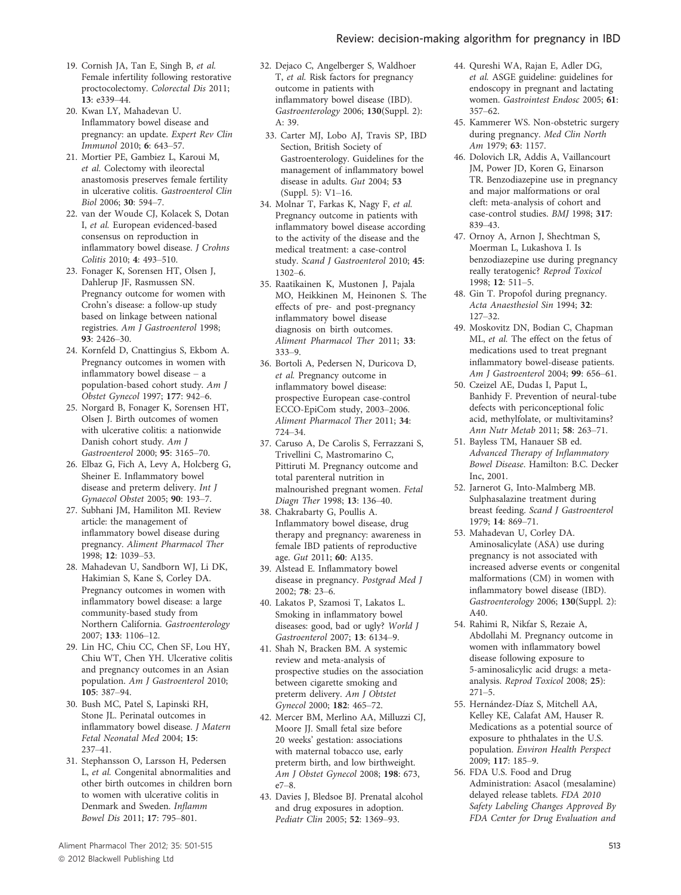19. Cornish JA, Tan E, Singh B, *et al.* Female infertility following restorative proctocolectomy. *Colorectal Dis* 2011; **13**: e339–44.
20. Kwan LY, Mahadevan U. Inflammatory bowel disease and pregnancy: an update. *Expert Rev Clin Immunol* 2010; **6**: 643–57.
21. Mortier PE, Gambiez L, Karoui M, *et al.* Colectomy with ileorectal anastomosis preserves female fertility in ulcerative colitis. *Gastroenterol Clin Biol* 2006; **30**: 594–7.
22. van der Woude CJ, Kolacek S, Dotan I, *et al.* European evidenced-based consensus on reproduction in inflammatory bowel disease. *J Crohns Colitis* 2010; **4**: 493–510.
23. Fonager K, Sorensen HT, Olsen J, Dahlerup JF, Rasmussen SN. Pregnancy outcome for women with Crohn's disease: a follow-up study based on linkage between national registries. *Am J Gastroenterol* 1998; **93**: 2426–30.
24. Kornfeld D, Cnattingius S, Ekbom A. Pregnancy outcomes in women with inflammatory bowel disease – a population-based cohort study. *Am J Obstet Gynecol* 1997; **177**: 942–6.
25. Norgard B, Fonager K, Sorensen HT, Olsen J. Birth outcomes of women with ulcerative colitis: a nationwide Danish cohort study. *Am J Gastroenterol* 2000; **95**: 3165–70.
26. Elbaz G, Fich A, Levy A, Holcberg G, Sheiner E. Inflammatory bowel disease and preterm delivery. *Int J Gynaecol Obstet* 2005; **90**: 193–7.
27. Subhani JM, Hamiliton MI. Review article: the management of inflammatory bowel disease during pregnancy. *Aliment Pharmacol Ther* 1998; **12**: 1039–53.
28. Mahadevan U, Sandborn WJ, Li DK, Hakimian S, Kane S, Corley DA. Pregnancy outcomes in women with inflammatory bowel disease: a large community-based study from Northern California. *Gastroenterology* 2007; **133**: 1106–12.
29. Lin HC, Chiu CC, Chen SF, Lou HY, Chiu WT, Chen YH. Ulcerative colitis and pregnancy outcomes in an Asian population. *Am J Gastroenterol* 2010; **105**: 387–94.
30. Bush MC, Patel S, Lapinski RH, Stone JL. Perinatal outcomes in inflammatory bowel disease. *J Matern Fetal Neonatal Med* 2004; **15**: 237–41.
31. Stephansson O, Larsson H, Pedersen L, *et al.* Congenital abnormalities and other birth outcomes in children born to women with ulcerative colitis in Denmark and Sweden. *Inflamm Bowel Dis* 2011; **17**: 795–801.
32. Dejaco C, Angelberger S, Waldhoer T, *et al.* Risk factors for pregnancy outcome in patients with inflammatory bowel disease (IBD). *Gastroenterology* 2006; **130**(Suppl. 2): A: 39.
33. Carter MJ, Lobo AJ, Travis SP, IBD Section, British Society of Gastroenterology. Guidelines for the management of inflammatory bowel disease in adults. *Gut* 2004; **53** (Suppl. 5): V1–16.
34. Molnar T, Farkas K, Nagy F, *et al.* Pregnancy outcome in patients with inflammatory bowel disease according to the activity of the disease and the medical treatment: a case-control study. *Scand J Gastroenterol* 2010; **45**: 1302–6.
35. Raatikainen K, Mustonen J, Pajala MO, Heikkinen M, Heinonen S. The effects of pre- and post-pregnancy inflammatory bowel disease diagnosis on birth outcomes. *Aliment Pharmacol Ther* 2011; **33**: 333–9.
36. Bortoli A, Pedersen N, Duricova D, *et al.* Pregnancy outcome in inflammatory bowel disease: prospective European case-control ECCO-EpiCom study, 2003–2006. *Aliment Pharmacol Ther* 2011; **34**: 724–34.
37. Caruso A, De Carolis S, Ferrazzani S, Trivellini C, Mastromarino C, Pittiruti M. Pregnancy outcome and total parenteral nutrition in malnourished pregnant women. *Fetal Diagn Ther* 1998; **13**: 136–40.
38. Chakrabarty G, Poullis A. Inflammatory bowel disease, drug therapy and pregnancy: awareness in female IBD patients of reproductive age. *Gut* 2011; **60**: A135.
39. Alstead E. Inflammatory bowel disease in pregnancy. *Postgrad Med J* 2002; **78**: 23–6.
40. Lakatos P, Szamosi T, Lakatos L. Smoking in inflammatory bowel diseases: good, bad or ugly? *World J Gastroenterol* 2007; **13**: 6134–9.
41. Shah N, Bracken BM. A systemic review and meta-analysis of prospective studies on the association between cigarette smoking and preterm delivery. *Am J Obtstet Gynecol* 2000; **182**: 465–72.
42. Mercer BM, Merlino AA, Milluzzi CJ, Moore JJ. Small fetal size before 20 weeks' gestation: associations with maternal tobacco use, early preterm birth, and low birthweight. *Am J Obstet Gynecol* 2008; **198**: 673, e7–8.
43. Davies J, Bledsoe BJ. Prenatal alcohol and drug exposures in adoption. *Pediatr Clin* 2005; **52**: 1369–93.
44. Qureshi WA, Rajan E, Adler DG, *et al.* ASGE guideline: guidelines for endoscopy in pregnant and lactating women. *Gastrointest Endosc* 2005; **61**: 357–62.
45. Kammerer WS. Non-obstetric surgery during pregnancy. *Med Clin North Am* 1979; **63**: 1157.
46. Dolovich LR, Addis A, Vaillancourt JM, Power JD, Koren G, Einarson TR. Benzodiazepine use in pregnancy and major malformations or oral cleft: meta-analysis of cohort and case-control studies. *BMJ* 1998; **317**: 839–43.
47. Ornoy A, Arnon J, Shechtman S, Moerman L, Lukashova I. Is benzodiazepine use during pregnancy really teratogenic? *Reprod Toxicol* 1998; **12**: 511–5.
48. Gin T. Propofol during pregnancy. *Acta Anaesthesiol Sin* 1994; **32**: 127–32.
49. Moskovitz DN, Bodian C, Chapman ML, *et al.* The effect on the fetus of medications used to treat pregnant inflammatory bowel-disease patients. *Am J Gastroenterol* 2004; **99**: 656–61.
50. Czeizel AE, Dudas I, Paput L, Banhidy F. Prevention of neural-tube defects with periconceptional folic acid, methylfolate, or multivitamins? *Ann Nutr Metab* 2011; **58**: 263–71.
51. Bayless TM, Hanauer SB ed. *Advanced Therapy of Inflammatory Bowel Disease*. Hamilton: B.C. Decker Inc, 2001.
52. Jarnerot G, Into-Malmberg MB. Sulphasalazine treatment during breast feeding. *Scand J Gastroenterol* 1979; **14**: 869–71.
53. Mahadevan U, Corley DA. Aminosalicylate (ASA) use during pregnancy is not associated with increased adverse events or congenital malformations (CM) in women with inflammatory bowel disease (IBD). *Gastroenterology* 2006; **130**(Suppl. 2): A40.
54. Rahimi R, Nikfar S, Rezaie A, Abdollahi M. Pregnancy outcome in women with inflammatory bowel disease following exposure to 5-aminosalicylic acid drugs: a meta-analysis. *Reprod Toxicol* 2008; **25**): 271–5.
55. Hernández-Díaz S, Mitchell AA, Kelley KE, Calafat AM, Hauser R. Medications as a potential source of exposure to phthalates in the U.S. population. *Environ Health Perspect* 2009; **117**: 185–9.
56. FDA U.S. Food and Drug Administration: Asacol (mesalamine) delayed release tablets. *FDA 2010 Safety Labeling Changes Approved By FDA Center for Drug Evaluation and*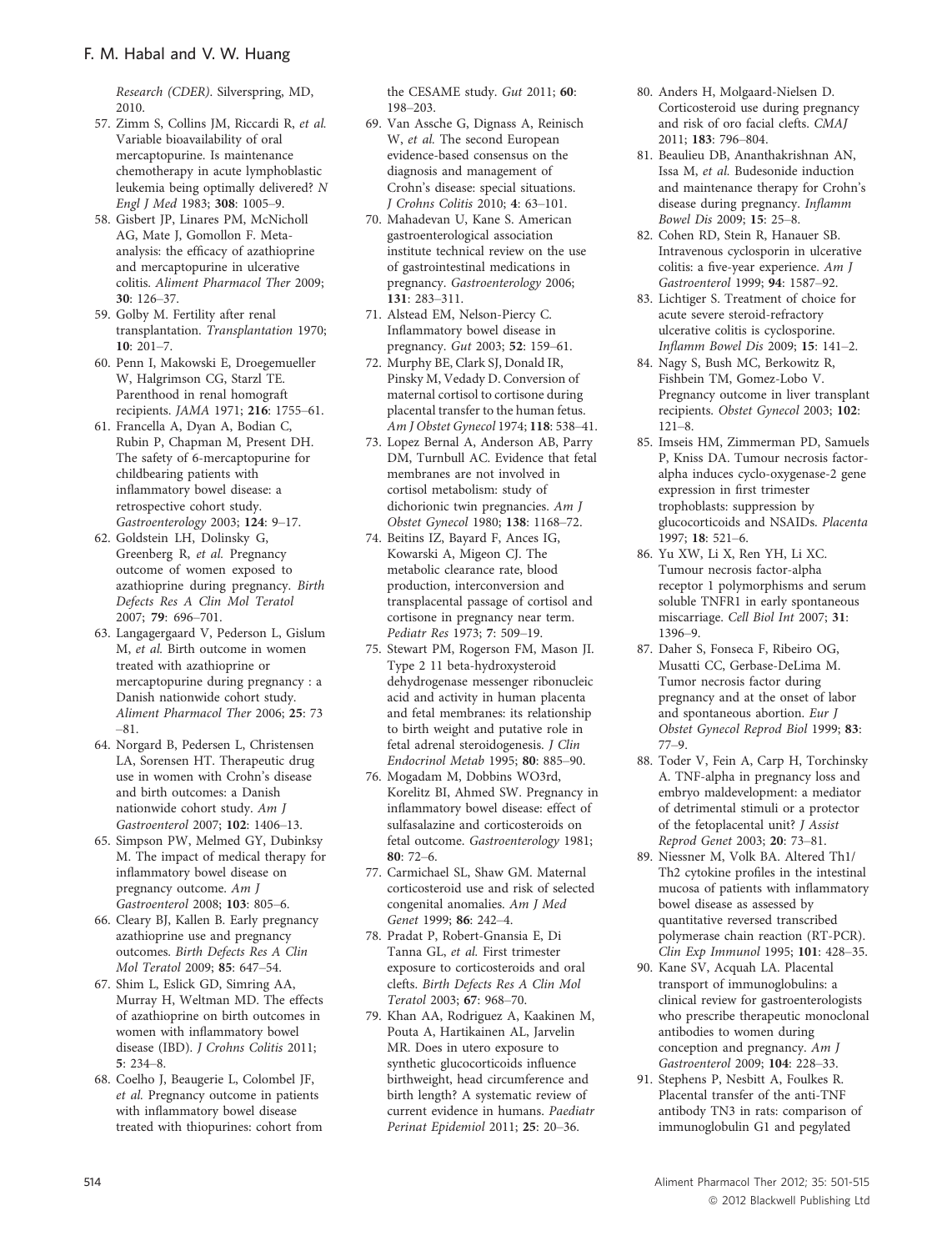Research (CDER). Silverspring, MD, 2010.

57. Zimm S, Collins JM, Riccardi R, *et al.* Variable bioavailability of oral mercaptopurine. Is maintenance chemotherapy in acute lymphoblastic leukemia being optimally delivered? *N Engl J Med* 1983; **308**: 1005–9.
58. Gisbert JP, Linares PM, McNicholl AG, Mate J, Gomollon F. Meta-analysis: the efficacy of azathioprine and mercaptopurine in ulcerative colitis. *Aliment Pharmacol Ther* 2009; **30**: 126–37.
59. Golby M. Fertility after renal transplantation. *Transplantation* 1970; **10**: 201–7.
60. Penn I, Makowski E, Droegemueller W, Halgrimson CG, Starzl TE. Parenthood in renal homograft recipients. *JAMA* 1971; **216**: 1755–61.
61. Francella A, Dyan A, Bodian C, Rubin P, Chapman M, Present DH. The safety of 6-mercaptopurine for childbearing patients with inflammatory bowel disease: a retrospective cohort study. *Gastroenterology* 2003; **124**: 9–17.
62. Goldstein LH, Dolinsky G, Greenberg R, *et al.* Pregnancy outcome of women exposed to azathioprine during pregnancy. *Birth Defects Res A Clin Mol Teratol* 2007; **79**: 696–701.
63. Langagergaard V, Pederson L, Gislum M, *et al.* Birth outcome in women treated with azathioprine or mercaptopurine during pregnancy : a Danish nationwide cohort study. *Aliment Pharmacol Ther* 2006; **25**: 73–81.
64. Norgard B, Pedersen L, Christensen LA, Sorensen HT. Therapeutic drug use in women with Crohn's disease and birth outcomes: a Danish nationwide cohort study. *Am J Gastroenterol* 2007; **102**: 1406–13.
65. Simpson PW, Melmed GY, Dubinksy M. The impact of medical therapy for inflammatory bowel disease on pregnancy outcome. *Am J Gastroenterol* 2008; **103**: 805–6.
66. Cleary BJ, Kallen B. Early pregnancy azathioprine use and pregnancy outcomes. *Birth Defects Res A Clin Mol Teratol* 2009; **85**: 647–54.
67. Shim L, Eslick GD, Simring AA, Murray H, Weltman MD. The effects of azathioprine on birth outcomes in women with inflammatory bowel disease (IBD). *J Crohns Colitis* 2011; **5**: 234–8.
68. Coelho J, Beaugerie L, Colombel JF, *et al.* Pregnancy outcome in patients with inflammatory bowel disease treated with thiopurines: cohort from the CESAME study. *Gut* 2011; **60**: 198–203.
69. Van Assche G, Dignass A, Reinisch W, *et al.* The second European evidence-based consensus on the diagnosis and management of Crohn's disease: special situations. *J Crohns Colitis* 2010; **4**: 63–101.
70. Mahadevan U, Kane S. American gastroenterological association institute technical review on the use of gastrointestinal medications in pregnancy. *Gastroenterology* 2006; **131**: 283–311.
71. Alstead EM, Nelson-Piercy C. Inflammatory bowel disease in pregnancy. *Gut* 2003; **52**: 159–61.
72. Murphy BE, Clark SJ, Donald IR, Pinsky M, Vedady D. Conversion of maternal cortisol to cortisone during placental transfer to the human fetus. *Am J Obstet Gynecol* 1974; **118**: 538–41.
73. Lopez Bernal A, Anderson AB, Parry DM, Turnbull AC. Evidence that fetal membranes are not involved in cortisol metabolism: study of dichorionic twin pregnancies. *Am J Obstet Gynecol* 1980; **138**: 1168–72.
74. Beitins IZ, Bayard F, Ances IG, Kowarski A, Migeon CJ. The metabolic clearance rate, blood production, interconversion and transplacental passage of cortisol and cortisone in pregnancy near term. *Pediatr Res* 1973; **7**: 509–19.
75. Stewart PM, Rogerson FM, Mason JI. Type 2 11 beta-hydroxysteroid dehydrogenase messenger ribonucleic acid and activity in human placenta and fetal membranes: its relationship to birth weight and putative role in fetal adrenal steroidogenesis. *J Clin Endocrinol Metab* 1995; **80**: 885–90.
76. Mogadam M, Dobbins WO3rd, Korelitz BI, Ahmed SW. Pregnancy in inflammatory bowel disease: effect of sulfasalazine and corticosteroids on fetal outcome. *Gastroenterology* 1981; **80**: 72–6.
77. Carmichael SL, Shaw GM. Maternal corticosteroid use and risk of selected congenital anomalies. *Am J Med Genet* 1999; **86**: 242–4.
78. Pradat P, Robert-Gnansia E, Di Tanna GL, *et al.* First trimester exposure to corticosteroids and oral clefts. *Birth Defects Res A Clin Mol Teratol* 2003; **67**: 968–70.
79. Khan AA, Rodriguez A, Kaakinen M, Pouta A, Hartikainen AL, Jarvelin MR. Does in utero exposure to synthetic glucocorticoids influence birthweight, head circumference and birth length? A systematic review of current evidence in humans. *Paediatr Perinat Epidemiol* 2011; **25**: 20–36.
80. Anders H, Molgaard-Nielsen D. Corticosteroid use during pregnancy and risk of oro facial clefts. *CMAJ* 2011; **183**: 796–804.
81. Beaulieu DB, Ananthakrishnan AN, Issa M, *et al.* Budesonide induction and maintenance therapy for Crohn's disease during pregnancy. *Inflamm Bowel Dis* 2009; **15**: 25–8.
82. Cohen RD, Stein R, Hanauer SB. Intravenous cyclosporin in ulcerative colitis: a five-year experience. *Am J Gastroenterol* 1999; **94**: 1587–92.
83. Lichtiger S. Treatment of choice for acute severe steroid-refractory ulcerative colitis is cyclosporine. *Inflamm Bowel Dis* 2009; **15**: 141–2.
84. Nagy S, Bush MC, Berkowitz R, Fishbein TM, Gomez-Lobo V. Pregnancy outcome in liver transplant recipients. *Obstet Gynecol* 2003; **102**: 121–8.
85. Imseis HM, Zimmerman PD, Samuels P, Kniss DA. Tumour necrosis factor-alpha induces cyclo-oxygenase-2 gene expression in first trimester trophoblasts: suppression by glucocorticoids and NSAIDs. *Placenta* 1997; **18**: 521–6.
86. Yu XW, Li X, Ren YH, Li XC. Tumour necrosis factor-alpha receptor 1 polymorphisms and serum soluble TNFR1 in early spontaneous miscarriage. *Cell Biol Int* 2007; **31**: 1396–9.
87. Daher S, Fonseca F, Ribeiro OG, Musatti CC, Gerbase-DeLima M. Tumor necrosis factor during pregnancy and at the onset of labor and spontaneous abortion. *Eur J Obstet Gynecol Reprod Biol* 1999; **83**: 77–9.
88. Toder V, Fein A, Carp H, Torchinsky A. TNF-alpha in pregnancy loss and embryo maldevelopment: a mediator of detrimental stimuli or a protector of the fetoplacental unit? *J Assist Reprod Genet* 2003; **20**: 73–81.
89. Niessner M, Volk BA. Altered Th1/Th2 cytokine profiles in the intestinal mucosa of patients with inflammatory bowel disease as assessed by quantitative reversed transcribed polymerase chain reaction (RT-PCR). *Clin Exp Immunol* 1995; **101**: 428–35.
90. Kane SV, Acquah LA. Placental transport of immunoglobulins: a clinical review for gastroenterologists who prescribe therapeutic monoclonal antibodies to women during conception and pregnancy. *Am J Gastroenterol* 2009; **104**: 228–33.
91. Stephens P, Nesbitt A, Foulkes R. Placental transfer of the anti-TNF antibody TN3 in rats: comparison of immunoglobulin G1 and pegylated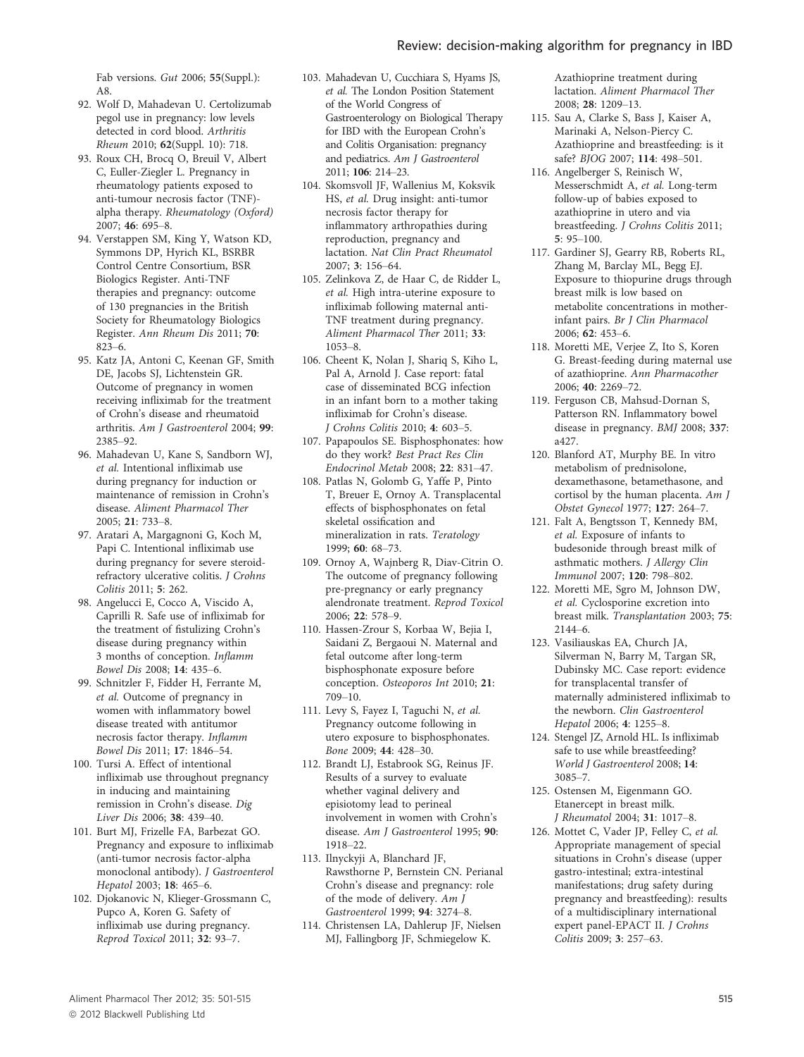Fab versions. *Gut* 2006; **55**(Suppl.): A8.

92. Wolf D, Mahadevan U. Certolizumab pegol use in pregnancy: low levels detected in cord blood. *Arthritis Rheum* 2010; **62**(Suppl. 10): 718.
93. Roux CH, Brocq O, Breuil V, Albert C, Euller-Ziegler L. Pregnancy in rheumatology patients exposed to anti-tumour necrosis factor (TNF)-alpha therapy. *Rheumatology (Oxford)* 2007; **46**: 695–8.
94. Verstappen SM, King Y, Watson KD, Symmons DP, Hyrich KL, BSRBR Control Centre Consortium, BSR Biologics Register. Anti-TNF therapies and pregnancy: outcome of 130 pregnancies in the British Society for Rheumatology Biologics Register. *Ann Rheum Dis* 2011; **70**: 823–6.
95. Katz JA, Antoni C, Keenan GF, Smith DE, Jacobs SJ, Lichtenstein GR. Outcome of pregnancy in women receiving infliximab for the treatment of Crohn's disease and rheumatoid arthritis. *Am J Gastroenterol* 2004; **99**: 2385–92.
96. Mahadevan U, Kane S, Sandborn WJ, *et al.* Intentional infliximab use during pregnancy for induction or maintenance of remission in Crohn's disease. *Aliment Pharmacol Ther* 2005; **21**: 733–8.
97. Aratari A, Margagnoni G, Koch M, Papi C. Intentional infliximab use during pregnancy for severe steroid-refractory ulcerative colitis. *J Crohns Colitis* 2011; **5**: 262.
98. Angelucci E, Cocco A, Viscido A, Caprilli R. Safe use of infliximab for the treatment of fistulizing Crohn's disease during pregnancy within 3 months of conception. *Inflamm Bowel Dis* 2008; **14**: 435–6.
99. Schnitzler F, Fidder H, Ferrante M, *et al.* Outcome of pregnancy in women with inflammatory bowel disease treated with antitumor necrosis factor therapy. *Inflamm Bowel Dis* 2011; **17**: 1846–54.
100. Tursi A. Effect of intentional infliximab use throughout pregnancy in inducing and maintaining remission in Crohn's disease. *Dig Liver Dis* 2006; **38**: 439–40.
101. Burt MJ, Frizelle FA, Barbezat GO. Pregnancy and exposure to infliximab (anti-tumor necrosis factor-alpha monoclonal antibody). *J Gastroenterol Hepatol* 2003; **18**: 465–6.
102. Djokanovic N, Klieger-Grossmann C, Pupco A, Koren G. Safety of infliximab use during pregnancy. *Reprod Toxicol* 2011; **32**: 93–7.
103. Mahadevan U, Cucchiara S, Hyams JS, *et al.* The London Position Statement of the World Congress of Gastroenterology on Biological Therapy for IBD with the European Crohn's and Colitis Organisation: pregnancy and pediatrics. *Am J Gastroenterol* 2011; **106**: 214–23.
104. Skomsvoll JF, Wallenius M, Koksvik HS, *et al.* Drug insight: anti-tumor necrosis factor therapy for inflammatory arthropathies during reproduction, pregnancy and lactation. *Nat Clin Pract Rheumatol* 2007; **3**: 156–64.
105. Zelinkova Z, de Haar C, de Ridder L, *et al.* High intra-uterine exposure to infliximab following maternal anti-TNF treatment during pregnancy. *Aliment Pharmacol Ther* 2011; **33**: 1053–8.
106. Cheent K, Nolan J, Shariq S, Kiho L, Pal A, Arnold J. Case report: fatal case of disseminated BCG infection in an infant born to a mother taking infliximab for Crohn's disease. *J Crohns Colitis* 2010; **4**: 603–5.
107. Papapoulos SE. Bisphosphonates: how do they work? *Best Pract Res Clin Endocrinol Metab* 2008; **22**: 831–47.
108. Patlas N, Golomb G, Yaffe P, Pinto T, Breuer E, Ornoy A. Transplacental effects of bisphosphonates on fetal skeletal ossification and mineralization in rats. *Teratology* 1999; **60**: 68–73.
109. Ornoy A, Wajnberg R, Diav-Citrin O. The outcome of pregnancy following pre-pregnancy or early pregnancy alendronate treatment. *Reprod Toxicol* 2006; **22**: 578–9.
110. Hassen-Zrour S, Korbaa W, Bejia I, Saidani Z, Bergaoui N. Maternal and fetal outcome after long-term bisphosphonate exposure before conception. *Osteoporos Int* 2010; **21**: 709–10.
111. Levy S, Fayez I, Taguchi N, *et al.* Pregnancy outcome following in utero exposure to bisphosphonates. *Bone* 2009; **44**: 428–30.
112. Brandt LJ, Estabrook SG, Reinus JF. Results of a survey to evaluate whether vaginal delivery and episiotomy lead to perineal involvement in women with Crohn's disease. *Am J Gastroenterol* 1995; **90**: 1918–22.
113. Ilnyckyji A, Blanchard JF, Rawsthorne P, Bernstein CN. Perianal Crohn's disease and pregnancy: role of the mode of delivery. *Am J Gastroenterol* 1999; **94**: 3274–8.
114. Christensen LA, Dahlerup JF, Nielsen MJ, Fallingborg JF, Schmiegelow K. Azathioprine treatment during lactation. *Aliment Pharmacol Ther* 2008; **28**: 1209–13.
115. Sau A, Clarke S, Bass J, Kaiser A, Marinaki A, Nelson-Piercy C. Azathioprine and breastfeeding: is it safe? *BJOG* 2007; **114**: 498–501.
116. Angelberger S, Reinisch W, Messerschmidt A, *et al.* Long-term follow-up of babies exposed to azathioprine in utero and via breastfeeding. *J Crohns Colitis* 2011; **5**: 95–100.
117. Gardiner SJ, Gearry RB, Roberts RL, Zhang M, Barclay ML, Begg EJ. Exposure to thiopurine drugs through breast milk is low based on metabolite concentrations in mother-infant pairs. *Br J Clin Pharmacol* 2006; **62**: 453–6.
118. Moretti ME, Verjee Z, Ito S, Koren G. Breast-feeding during maternal use of azathioprine. *Ann Pharmacother* 2006; **40**: 2269–72.
119. Ferguson CB, Mahsud-Dornan S, Patterson RN. Inflammatory bowel disease in pregnancy. *BMJ* 2008; **337**: a427.
120. Blanford AT, Murphy BE. In vitro metabolism of prednisolone, dexamethasone, betamethasone, and cortisol by the human placenta. *Am J Obstet Gynecol* 1977; **127**: 264–7.
121. Falt A, Bengtsson T, Kennedy BM, *et al.* Exposure of infants to budesonide through breast milk of asthmatic mothers. *J Allergy Clin Immunol* 2007; **120**: 798–802.
122. Moretti ME, Sgro M, Johnson DW, *et al.* Cyclosporine excretion into breast milk. *Transplantation* 2003; **75**: 2144–6.
123. Vasiliauskas EA, Church JA, Silverman N, Barry M, Targan SR, Dubinsky MC. Case report: evidence for transplacental transfer of maternally administered infliximab to the newborn. *Clin Gastroenterol Hepatol* 2006; **4**: 1255–8.
124. Stengel JZ, Arnold HL. Is infliximab safe to use while breastfeeding? *World J Gastroenterol* 2008; **14**: 3085–7.
125. Ostensen M, Eigenmann GO. Etanercept in breast milk. *J Rheumatol* 2004; **31**: 1017–8.
126. Mottet C, Vader JP, Felley C, *et al.* Appropriate management of special situations in Crohn's disease (upper gastro-intestinal; extra-intestinal manifestations; drug safety during pregnancy and breastfeeding): results of a multidisciplinary international expert panel-EPACT II. *J Crohns Colitis* 2009; **3**: 257–63.